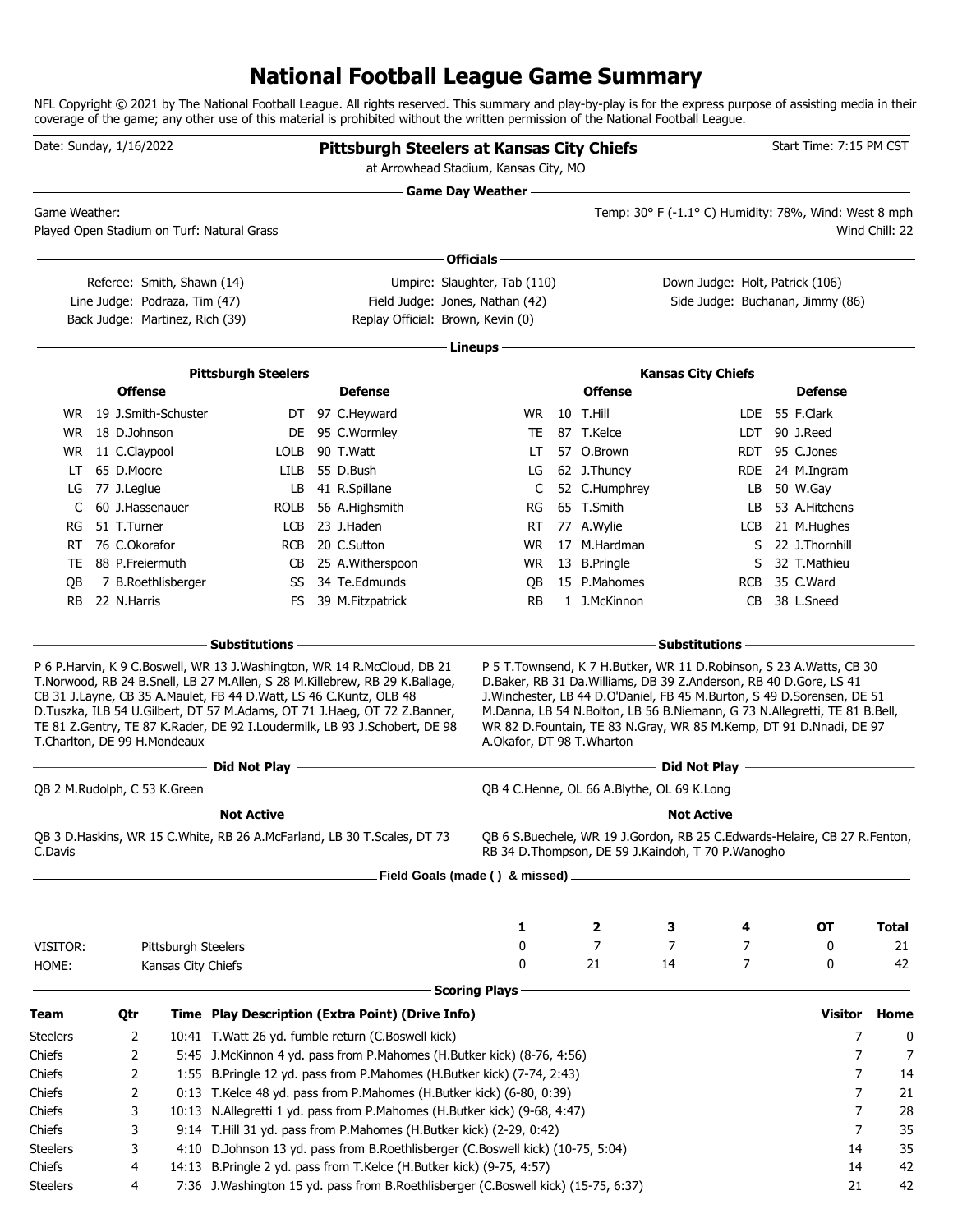# National Football League Game Summary

NFL Copyright © 2021 by The National Football League. All rights reserved. This summary and play-by-play is for the express purpose of assisting media in their coverage of the game; any other use of this material is prohibited without the written permission of the National Football League.

Date: Sunday, 1/16/2022

**Pittsburgh Steelers at Kansas City Chiefs**

at Arrowhead Stadium, Kansas City, MO

Start Time: 7:15 PM CST

## Game Day Weather

Game Weather:

Temp: 30° F (-1.1° C) Humidity: 78%, Wind: West 8 mph

Played Open Stadium on Turf: Natural Grass

Wind Chill: 22

## Officials

Referee: Smith, Shawn (14)
Umpire: Slaughter, Tab (110)
Down Judge: Holt, Patrick (106)
Line Judge: Podraza, Tim (47)
Field Judge: Jones, Nathan (42)
Side Judge: Buchanan, Jimmy (86)
Back Judge: Martinez, Rich (39)
Replay Official: Brown, Kevin (0)

## Lineups

### Pittsburgh Steelers

| Offense | | | Defense | | |
|---|---|---|---|---|---|
| WR | 19 | J.Smith-Schuster | DT | 97 | C.Heyward |
| WR | 18 | D.Johnson | DE | 95 | C.Wormley |
| WR | 11 | C.Claypool | LOLB | 90 | T.Watt |
| LT | 65 | D.Moore | LILB | 55 | D.Bush |
| LG | 77 | J.Leglue | LB | 41 | R.Spillane |
| C | 60 | J.Hassenauer | ROLB | 56 | A.Highsmith |
| RG | 51 | T.Turner | LCB | 23 | J.Haden |
| RT | 76 | C.Okorafor | RCB | 20 | C.Sutton |
| TE | 88 | P.Freiermuth | CB | 25 | A.Witherspoon |
| QB | 7 | B.Roethlisberger | SS | 34 | Te.Edmunds |
| RB | 22 | N.Harris | FS | 39 | M.Fitzpatrick |

### Kansas City Chiefs

| Offense | | | Defense | | |
|---|---|---|---|---|---|
| WR | 10 | T.Hill | LDE | 55 | F.Clark |
| TE | 87 | T.Kelce | LDT | 90 | J.Reed |
| LT | 57 | O.Brown | RDT | 95 | C.Jones |
| LG | 62 | J.Thuney | RDE | 24 | M.Ingram |
| C | 52 | C.Humphrey | LB | 50 | W.Gay |
| RG | 65 | T.Smith | LB | 53 | A.Hitchens |
| RT | 77 | A.Wylie | LCB | 21 | M.Hughes |
| WR | 17 | M.Hardman | S | 22 | J.Thornhill |
| WR | 13 | B.Pringle | S | 32 | T.Mathieu |
| QB | 15 | P.Mahomes | RCB | 35 | C.Ward |
| RB | 1 | J.McKinnon | CB | 38 | L.Sneed |

## Substitutions

**Pittsburgh Steelers:** P 6 P.Harvin, K 9 C.Boswell, WR 13 J.Washington, WR 14 R.McCloud, DB 21 T.Norwood, RB 24 B.Snell, LB 27 M.Allen, S 28 M.Killebrew, RB 29 K.Ballage, CB 31 J.Layne, CB 35 A.Maulet, FB 44 D.Watt, LS 46 C.Kuntz, OLB 48 D.Tuszka, ILB 54 U.Gilbert, DT 57 M.Adams, OT 71 J.Haeg, OT 72 Z.Banner, TE 81 Z.Gentry, TE 87 K.Rader, DE 92 I.Loudermilk, LB 93 J.Schobert, DE 98 T.Charlton, DE 99 H.Mondeaux

**Kansas City Chiefs:** P 5 T.Townsend, K 7 H.Butker, WR 11 D.Robinson, S 23 A.Watts, CB 30 D.Baker, RB 31 Da.Williams, DB 39 Z.Anderson, RB 40 D.Gore, LS 41 J.Winchester, LB 44 D.O'Daniel, FB 45 M.Burton, S 49 D.Sorensen, DE 51 M.Danna, LB 54 N.Bolton, LB 56 B.Niemann, G 73 N.Allegretti, TE 81 B.Bell, WR 82 D.Fountain, TE 83 N.Gray, WR 85 M.Kemp, DT 91 D.Nnadi, DE 97 A.Okafor, DT 98 T.Wharton

## Did Not Play

**Pittsburgh Steelers:** QB 2 M.Rudolph, C 53 K.Green

**Kansas City Chiefs:** QB 4 C.Henne, OL 66 A.Blythe, OL 69 K.Long

## Not Active

**Pittsburgh Steelers:** QB 3 D.Haskins, WR 15 C.White, RB 26 A.McFarland, LB 30 T.Scales, DT 73 C.Davis

**Kansas City Chiefs:** QB 6 S.Buechele, WR 19 J.Gordon, RB 25 C.Edwards-Helaire, CB 27 R.Fenton, RB 34 D.Thompson, DE 59 J.Kaindoh, T 70 P.Wanogho

## Field Goals (made ( ) & missed)

| | | 1 | 2 | 3 | 4 | OT | Total |
|---|---|---|---|---|---|---|---|
| VISITOR: | Pittsburgh Steelers | 0 | 7 | 7 | 7 | 0 | 21 |
| HOME: | Kansas City Chiefs | 0 | 21 | 14 | 7 | 0 | 42 |

## Scoring Plays

| Team | Qtr | Time | Play Description (Extra Point) (Drive Info) | Visitor | Home |
|---|---|---|---|---|---|
| Steelers | 2 | 10:41 | T.Watt 26 yd. fumble return (C.Boswell kick) | 7 | 0 |
| Chiefs | 2 | 5:45 | J.McKinnon 4 yd. pass from P.Mahomes (H.Butker kick) (8-76, 4:56) | 7 | 7 |
| Chiefs | 2 | 1:55 | B.Pringle 12 yd. pass from P.Mahomes (H.Butker kick) (7-74, 2:43) | 7 | 14 |
| Chiefs | 2 | 0:13 | T.Kelce 48 yd. pass from P.Mahomes (H.Butker kick) (6-80, 0:39) | 7 | 21 |
| Chiefs | 3 | 10:13 | N.Allegretti 1 yd. pass from P.Mahomes (H.Butker kick) (9-68, 4:47) | 7 | 28 |
| Chiefs | 3 | 9:14 | T.Hill 31 yd. pass from P.Mahomes (H.Butker kick) (2-29, 0:42) | 7 | 35 |
| Steelers | 3 | 4:10 | D.Johnson 13 yd. pass from B.Roethlisberger (C.Boswell kick) (10-75, 5:04) | 14 | 35 |
| Chiefs | 4 | 14:13 | B.Pringle 2 yd. pass from T.Kelce (H.Butker kick) (9-75, 4:57) | 14 | 42 |
| Steelers | 4 | 7:36 | J.Washington 15 yd. pass from B.Roethlisberger (C.Boswell kick) (15-75, 6:37) | 21 | 42 |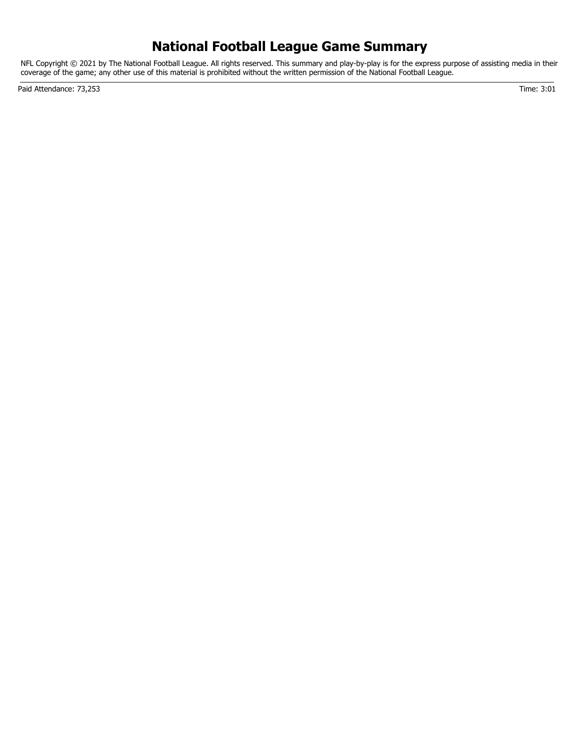# National Football League Game Summary

NFL Copyright © 2021 by The National Football League. All rights reserved. This summary and play-by-play is for the express purpose of assisting media in their coverage of the game; any other use of this material is prohibited without the written permission of the National Football League.

---

Paid Attendance: 73,253 | Time: 3:01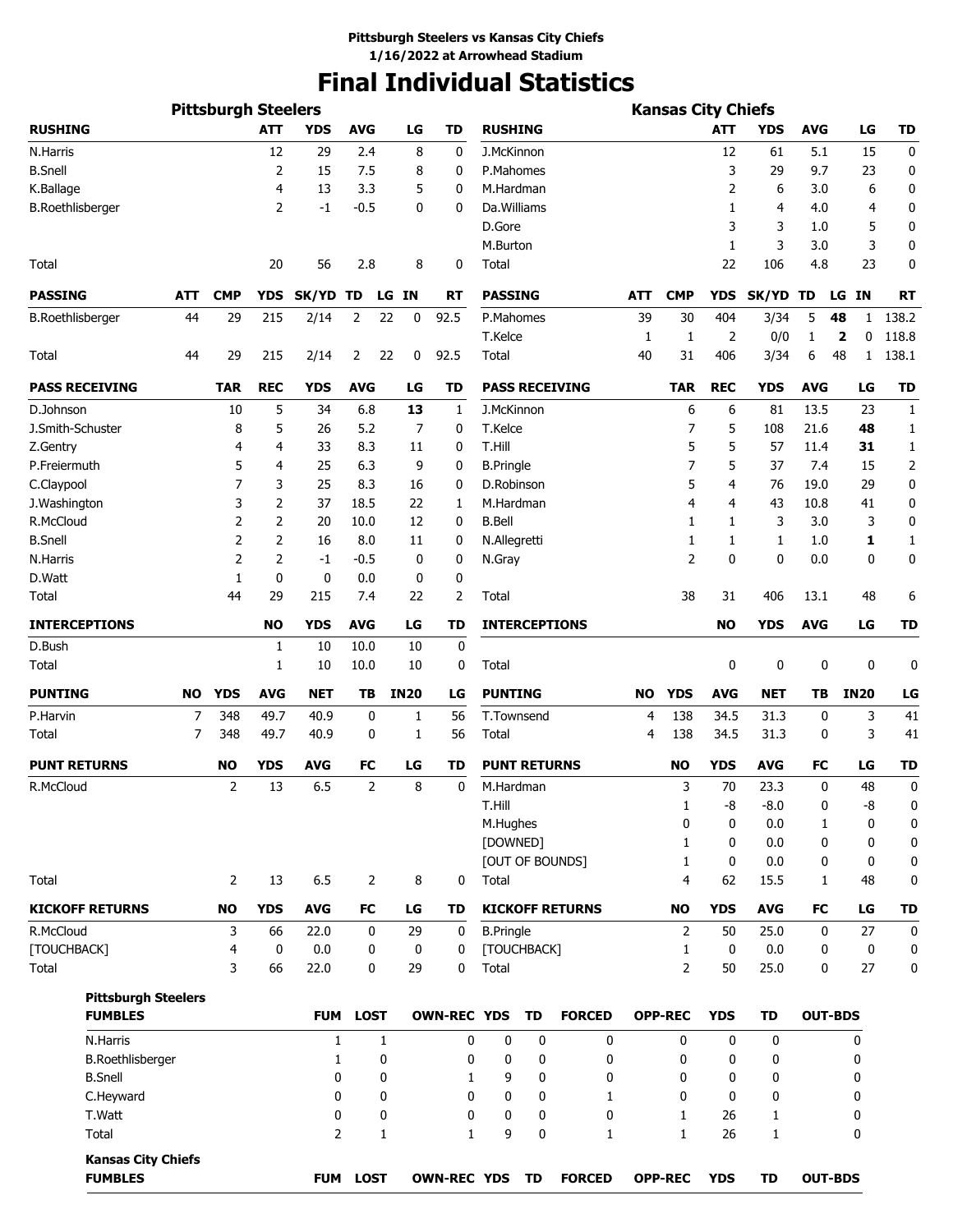**Pittsburgh Steelers vs Kansas City Chiefs**
**1/16/2022 at Arrowhead Stadium**

# Final Individual Statistics

## Pittsburgh Steelers

| RUSHING | ATT | YDS | AVG | LG | TD |
|---|---|---|---|---|---|
| N.Harris | 12 | 29 | 2.4 | 8 | 0 |
| B.Snell | 2 | 15 | 7.5 | 8 | 0 |
| K.Ballage | 4 | 13 | 3.3 | 5 | 0 |
| B.Roethlisberger | 2 | -1 | -0.5 | 0 | 0 |
| Total | 20 | 56 | 2.8 | 8 | 0 |

| PASSING | ATT | CMP | YDS | SK/YD | TD | LG | IN | RT |
|---|---|---|---|---|---|---|---|---|
| B.Roethlisberger | 44 | 29 | 215 | 2/14 | 2 | 22 | 0 | 92.5 |
| Total | 44 | 29 | 215 | 2/14 | 2 | 22 | 0 | 92.5 |

| PASS RECEIVING | TAR | REC | YDS | AVG | LG | TD |
|---|---|---|---|---|---|---|
| D.Johnson | 10 | 5 | 34 | 6.8 | **13** | 1 |
| J.Smith-Schuster | 8 | 5 | 26 | 5.2 | 7 | 0 |
| Z.Gentry | 4 | 4 | 33 | 8.3 | 11 | 0 |
| P.Freiermuth | 5 | 4 | 25 | 6.3 | 9 | 0 |
| C.Claypool | 7 | 3 | 25 | 8.3 | 16 | 0 |
| J.Washington | 3 | 2 | 37 | 18.5 | 22 | 1 |
| R.McCloud | 2 | 2 | 20 | 10.0 | 12 | 0 |
| B.Snell | 2 | 2 | 16 | 8.0 | 11 | 0 |
| N.Harris | 2 | 2 | -1 | -0.5 | 0 | 0 |
| D.Watt | 1 | 0 | 0 | 0.0 | 0 | 0 |
| Total | 44 | 29 | 215 | 7.4 | 22 | 2 |

| INTERCEPTIONS | NO | YDS | AVG | LG | TD |
|---|---|---|---|---|---|
| D.Bush | 1 | 10 | 10.0 | 10 | 0 |
| Total | 1 | 10 | 10.0 | 10 | 0 |

| PUNTING | NO | YDS | AVG | NET | TB | IN20 | LG |
|---|---|---|---|---|---|---|---|
| P.Harvin | 7 | 348 | 49.7 | 40.9 | 0 | 1 | 56 |
| Total | 7 | 348 | 49.7 | 40.9 | 0 | 1 | 56 |

| PUNT RETURNS | NO | YDS | AVG | FC | LG | TD |
|---|---|---|---|---|---|---|
| R.McCloud | 2 | 13 | 6.5 | 2 | 8 | 0 |
| Total | 2 | 13 | 6.5 | 2 | 8 | 0 |

| KICKOFF RETURNS | NO | YDS | AVG | FC | LG | TD |
|---|---|---|---|---|---|---|
| R.McCloud | 3 | 66 | 22.0 | 0 | 29 | 0 |
| [TOUCHBACK] | 4 | 0 | 0.0 | 0 | 0 | 0 |
| Total | 3 | 66 | 22.0 | 0 | 29 | 0 |

## Kansas City Chiefs

| RUSHING | ATT | YDS | AVG | LG | TD |
|---|---|---|---|---|---|
| J.McKinnon | 12 | 61 | 5.1 | 15 | 0 |
| P.Mahomes | 3 | 29 | 9.7 | 23 | 0 |
| M.Hardman | 2 | 6 | 3.0 | 6 | 0 |
| Da.Williams | 1 | 4 | 4.0 | 4 | 0 |
| D.Gore | 3 | 3 | 1.0 | 5 | 0 |
| M.Burton | 1 | 3 | 3.0 | 3 | 0 |
| Total | 22 | 106 | 4.8 | 23 | 0 |

| PASSING | ATT | CMP | YDS | SK/YD | TD | LG | IN | RT |
|---|---|---|---|---|---|---|---|---|
| P.Mahomes | 39 | 30 | 404 | 3/34 | 5 | **48** | 1 | 138.2 |
| T.Kelce | 1 | 1 | 2 | 0/0 | 1 | **2** | 0 | 118.8 |
| Total | 40 | 31 | 406 | 3/34 | 6 | 48 | 1 | 138.1 |

| PASS RECEIVING | TAR | REC | YDS | AVG | LG | TD |
|---|---|---|---|---|---|---|
| J.McKinnon | 6 | 6 | 81 | 13.5 | 23 | 1 |
| T.Kelce | 7 | 5 | 108 | 21.6 | **48** | 1 |
| T.Hill | 5 | 5 | 57 | 11.4 | **31** | 1 |
| B.Pringle | 7 | 5 | 37 | 7.4 | 15 | 2 |
| D.Robinson | 5 | 4 | 76 | 19.0 | 29 | 0 |
| M.Hardman | 4 | 4 | 43 | 10.8 | 41 | 0 |
| B.Bell | 1 | 1 | 3 | 3.0 | 3 | 0 |
| N.Allegretti | 1 | 1 | 1 | 1.0 | **1** | 1 |
| N.Gray | 2 | 0 | 0 | 0.0 | 0 | 0 |
| Total | 38 | 31 | 406 | 13.1 | 48 | 6 |

| INTERCEPTIONS | NO | YDS | AVG | LG | TD |
|---|---|---|---|---|---|
| Total | 0 | 0 | 0 | 0 | 0 |

| PUNTING | NO | YDS | AVG | NET | TB | IN20 | LG |
|---|---|---|---|---|---|---|---|
| T.Townsend | 4 | 138 | 34.5 | 31.3 | 0 | 3 | 41 |
| Total | 4 | 138 | 34.5 | 31.3 | 0 | 3 | 41 |

| PUNT RETURNS | NO | YDS | AVG | FC | LG | TD |
|---|---|---|---|---|---|---|
| M.Hardman | 3 | 70 | 23.3 | 0 | 48 | 0 |
| T.Hill | 1 | -8 | -8.0 | 0 | -8 | 0 |
| M.Hughes | 0 | 0 | 0.0 | 1 | 0 | 0 |
| [DOWNED] | 1 | 0 | 0.0 | 0 | 0 | 0 |
| [OUT OF BOUNDS] | 1 | 0 | 0.0 | 0 | 0 | 0 |
| Total | 4 | 62 | 15.5 | 1 | 48 | 0 |

| KICKOFF RETURNS | NO | YDS | AVG | FC | LG | TD |
|---|---|---|---|---|---|---|
| B.Pringle | 2 | 50 | 25.0 | 0 | 27 | 0 |
| [TOUCHBACK] | 1 | 0 | 0.0 | 0 | 0 | 0 |
| Total | 2 | 50 | 25.0 | 0 | 27 | 0 |

## Pittsburgh Steelers

| FUMBLES | FUM | LOST | OWN-REC | YDS | TD | FORCED | OPP-REC | YDS | TD | OUT-BDS |
|---|---|---|---|---|---|---|---|---|---|---|
| N.Harris | 1 | 1 | 0 | 0 | 0 | 0 | 0 | 0 | 0 | 0 |
| B.Roethlisberger | 1 | 0 | 0 | 0 | 0 | 0 | 0 | 0 | 0 | 0 |
| B.Snell | 0 | 0 | 1 | 9 | 0 | 0 | 0 | 0 | 0 | 0 |
| C.Heyward | 0 | 0 | 0 | 0 | 0 | 1 | 0 | 0 | 0 | 0 |
| T.Watt | 0 | 0 | 0 | 0 | 0 | 0 | 1 | 26 | 1 | 0 |
| Total | 2 | 1 | 1 | 9 | 0 | 1 | 1 | 26 | 1 | 0 |

## Kansas City Chiefs

| FUMBLES | FUM | LOST | OWN-REC | YDS | TD | FORCED | OPP-REC | YDS | TD | OUT-BDS |
|---|---|---|---|---|---|---|---|---|---|---|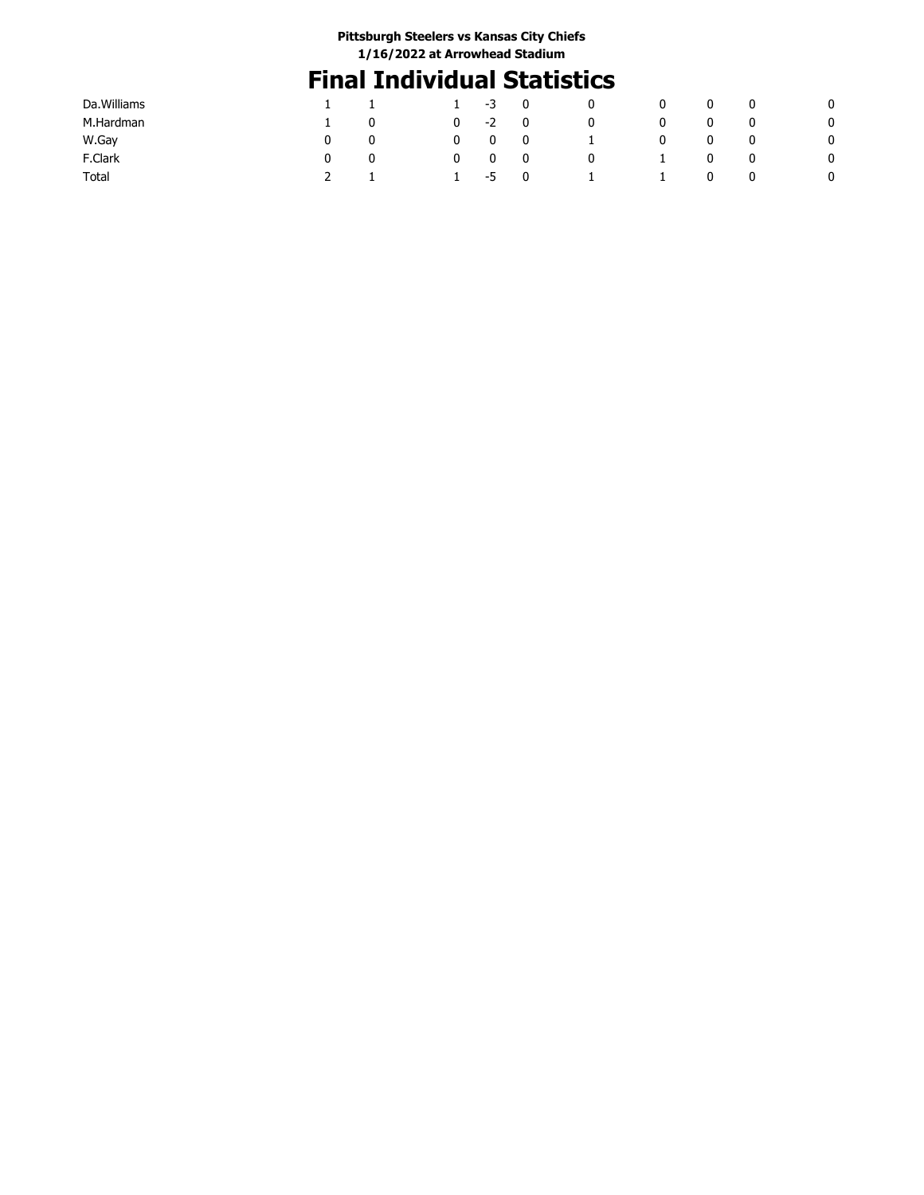Pittsburgh Steelers vs Kansas City Chiefs
1/16/2022 at Arrowhead Stadium

# Final Individual Statistics

| | | | | | | | | | | |
|---|---|---|---|---|---|---|---|---|---|---|
| Da.Williams | 1 | 1 | 1 | -3 | 0 | 0 | 0 | 0 | 0 | 0 |
| M.Hardman | 1 | 0 | 0 | -2 | 0 | 0 | 0 | 0 | 0 | 0 |
| W.Gay | 0 | 0 | 0 | 0 | 0 | 1 | 0 | 0 | 0 | 0 |
| F.Clark | 0 | 0 | 0 | 0 | 0 | 0 | 1 | 0 | 0 | 0 |
| Total | 2 | 1 | 1 | -5 | 0 | 1 | 1 | 0 | 0 | 0 |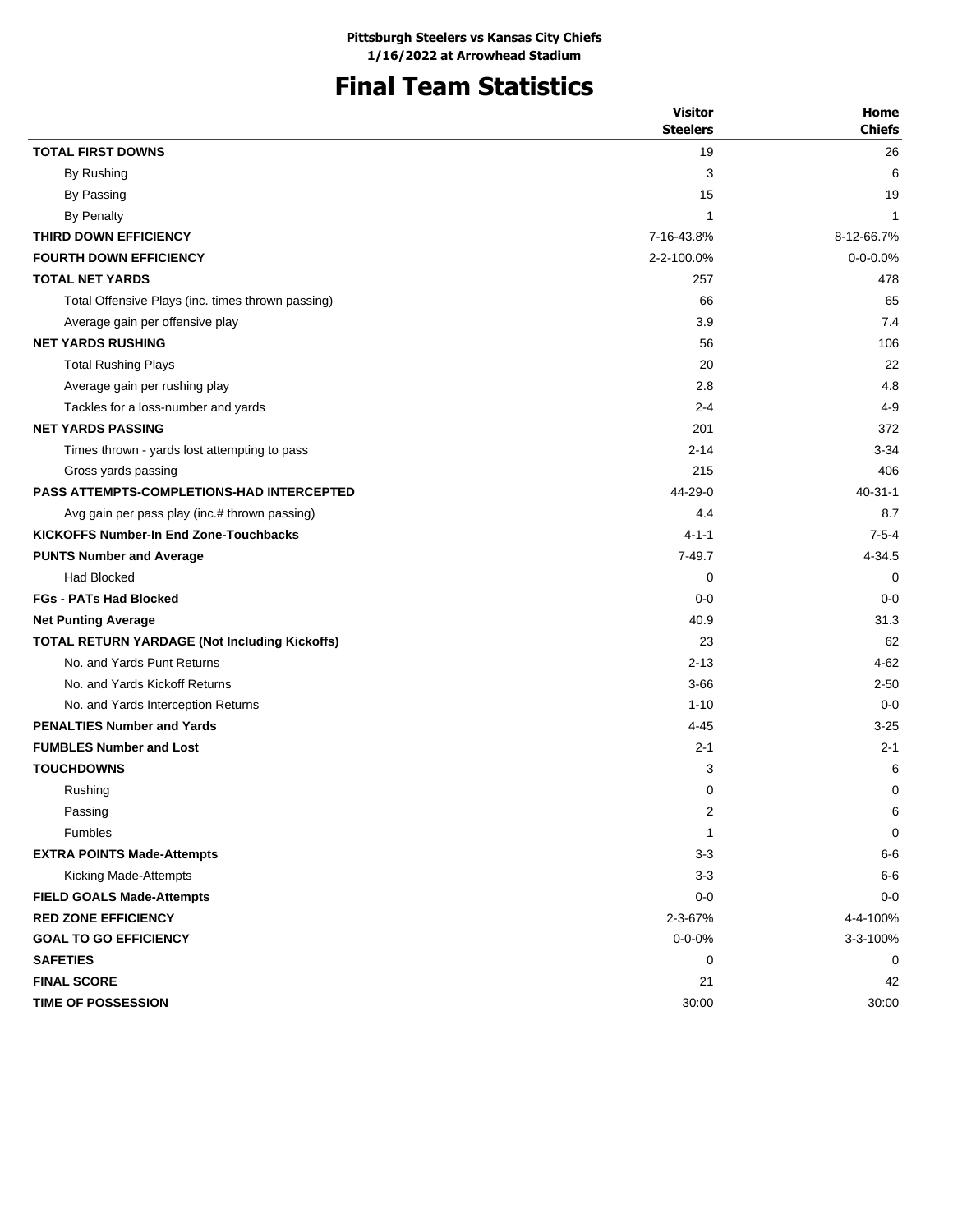**Pittsburgh Steelers vs Kansas City Chiefs**
**1/16/2022 at Arrowhead Stadium**

# Final Team Statistics

| | Visitor Steelers | Home Chiefs |
|---|---|---|
| **TOTAL FIRST DOWNS** | 19 | 26 |
| By Rushing | 3 | 6 |
| By Passing | 15 | 19 |
| By Penalty | 1 | 1 |
| **THIRD DOWN EFFICIENCY** | 7-16-43.8% | 8-12-66.7% |
| **FOURTH DOWN EFFICIENCY** | 2-2-100.0% | 0-0-0.0% |
| **TOTAL NET YARDS** | 257 | 478 |
| Total Offensive Plays (inc. times thrown passing) | 66 | 65 |
| Average gain per offensive play | 3.9 | 7.4 |
| **NET YARDS RUSHING** | 56 | 106 |
| Total Rushing Plays | 20 | 22 |
| Average gain per rushing play | 2.8 | 4.8 |
| Tackles for a loss-number and yards | 2-4 | 4-9 |
| **NET YARDS PASSING** | 201 | 372 |
| Times thrown - yards lost attempting to pass | 2-14 | 3-34 |
| Gross yards passing | 215 | 406 |
| **PASS ATTEMPTS-COMPLETIONS-HAD INTERCEPTED** | 44-29-0 | 40-31-1 |
| Avg gain per pass play (inc.# thrown passing) | 4.4 | 8.7 |
| **KICKOFFS Number-In End Zone-Touchbacks** | 4-1-1 | 7-5-4 |
| **PUNTS Number and Average** | 7-49.7 | 4-34.5 |
| Had Blocked | 0 | 0 |
| **FGs - PATs Had Blocked** | 0-0 | 0-0 |
| **Net Punting Average** | 40.9 | 31.3 |
| **TOTAL RETURN YARDAGE (Not Including Kickoffs)** | 23 | 62 |
| No. and Yards Punt Returns | 2-13 | 4-62 |
| No. and Yards Kickoff Returns | 3-66 | 2-50 |
| No. and Yards Interception Returns | 1-10 | 0-0 |
| **PENALTIES Number and Yards** | 4-45 | 3-25 |
| **FUMBLES Number and Lost** | 2-1 | 2-1 |
| **TOUCHDOWNS** | 3 | 6 |
| Rushing | 0 | 0 |
| Passing | 2 | 6 |
| Fumbles | 1 | 0 |
| **EXTRA POINTS Made-Attempts** | 3-3 | 6-6 |
| Kicking Made-Attempts | 3-3 | 6-6 |
| **FIELD GOALS Made-Attempts** | 0-0 | 0-0 |
| **RED ZONE EFFICIENCY** | 2-3-67% | 4-4-100% |
| **GOAL TO GO EFFICIENCY** | 0-0-0% | 3-3-100% |
| **SAFETIES** | 0 | 0 |
| **FINAL SCORE** | 21 | 42 |
| **TIME OF POSSESSION** | 30:00 | 30:00 |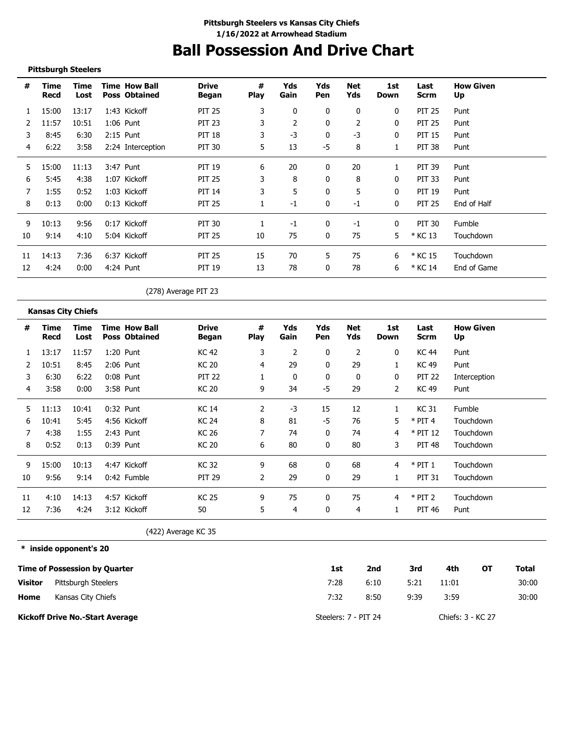Pittsburgh Steelers vs Kansas City Chiefs
1/16/2022 at Arrowhead Stadium

# Ball Possession And Drive Chart

**Pittsburgh Steelers**

| # | Time Recd | Time Lost | Time Poss | How Ball Obtained | Drive Began | # Play | Yds Gain | Yds Pen | Net Yds | 1st Down | Last Scrm | How Given Up |
|---|---|---|---|---|---|---|---|---|---|---|---|---|
| 1 | 15:00 | 13:17 | 1:43 | Kickoff | PIT 25 | 3 | 0 | 0 | 0 | 0 | PIT 25 | Punt |
| 2 | 11:57 | 10:51 | 1:06 | Punt | PIT 23 | 3 | 2 | 0 | 2 | 0 | PIT 25 | Punt |
| 3 | 8:45 | 6:30 | 2:15 | Punt | PIT 18 | 3 | -3 | 0 | -3 | 0 | PIT 15 | Punt |
| 4 | 6:22 | 3:58 | 2:24 | Interception | PIT 30 | 5 | 13 | -5 | 8 | 1 | PIT 38 | Punt |
| 5 | 15:00 | 11:13 | 3:47 | Punt | PIT 19 | 6 | 20 | 0 | 20 | 1 | PIT 39 | Punt |
| 6 | 5:45 | 4:38 | 1:07 | Kickoff | PIT 25 | 3 | 8 | 0 | 8 | 0 | PIT 33 | Punt |
| 7 | 1:55 | 0:52 | 1:03 | Kickoff | PIT 14 | 3 | 5 | 0 | 5 | 0 | PIT 19 | Punt |
| 8 | 0:13 | 0:00 | 0:13 | Kickoff | PIT 25 | 1 | -1 | 0 | -1 | 0 | PIT 25 | End of Half |
| 9 | 10:13 | 9:56 | 0:17 | Kickoff | PIT 30 | 1 | -1 | 0 | -1 | 0 | PIT 30 | Fumble |
| 10 | 9:14 | 4:10 | 5:04 | Kickoff | PIT 25 | 10 | 75 | 0 | 75 | 5 | * KC 13 | Touchdown |
| 11 | 14:13 | 7:36 | 6:37 | Kickoff | PIT 25 | 15 | 70 | 5 | 75 | 6 | * KC 15 | Touchdown |
| 12 | 4:24 | 0:00 | 4:24 | Punt | PIT 19 | 13 | 78 | 0 | 78 | 6 | * KC 14 | End of Game |

(278) Average PIT 23

**Kansas City Chiefs**

| # | Time Recd | Time Lost | Time Poss | How Ball Obtained | Drive Began | # Play | Yds Gain | Yds Pen | Net Yds | 1st Down | Last Scrm | How Given Up |
|---|---|---|---|---|---|---|---|---|---|---|---|---|
| 1 | 13:17 | 11:57 | 1:20 | Punt | KC 42 | 3 | 2 | 0 | 2 | 0 | KC 44 | Punt |
| 2 | 10:51 | 8:45 | 2:06 | Punt | KC 20 | 4 | 29 | 0 | 29 | 1 | KC 49 | Punt |
| 3 | 6:30 | 6:22 | 0:08 | Punt | PIT 22 | 1 | 0 | 0 | 0 | 0 | PIT 22 | Interception |
| 4 | 3:58 | 0:00 | 3:58 | Punt | KC 20 | 9 | 34 | -5 | 29 | 2 | KC 49 | Punt |
| 5 | 11:13 | 10:41 | 0:32 | Punt | KC 14 | 2 | -3 | 15 | 12 | 1 | KC 31 | Fumble |
| 6 | 10:41 | 5:45 | 4:56 | Kickoff | KC 24 | 8 | 81 | -5 | 76 | 5 | * PIT 4 | Touchdown |
| 7 | 4:38 | 1:55 | 2:43 | Punt | KC 26 | 7 | 74 | 0 | 74 | 4 | * PIT 12 | Touchdown |
| 8 | 0:52 | 0:13 | 0:39 | Punt | KC 20 | 6 | 80 | 0 | 80 | 3 | PIT 48 | Touchdown |
| 9 | 15:00 | 10:13 | 4:47 | Kickoff | KC 32 | 9 | 68 | 0 | 68 | 4 | * PIT 1 | Touchdown |
| 10 | 9:56 | 9:14 | 0:42 | Fumble | PIT 29 | 2 | 29 | 0 | 29 | 1 | PIT 31 | Touchdown |
| 11 | 4:10 | 14:13 | 4:57 | Kickoff | KC 25 | 9 | 75 | 0 | 75 | 4 | * PIT 2 | Touchdown |
| 12 | 7:36 | 4:24 | 3:12 | Kickoff | 50 | 5 | 4 | 0 | 4 | 1 | PIT 46 | Punt |

(422) Average KC 35

**\* inside opponent's 20**

| Time of Possession by Quarter | | 1st | 2nd | 3rd | 4th | OT | Total |
|---|---|---|---|---|---|---|---|
| **Visitor** | Pittsburgh Steelers | 7:28 | 6:10 | 5:21 | 11:01 | | 30:00 |
| **Home** | Kansas City Chiefs | 7:32 | 8:50 | 9:39 | 3:59 | | 30:00 |

**Kickoff Drive No.-Start Average** Steelers: 7 - PIT 24 Chiefs: 3 - KC 27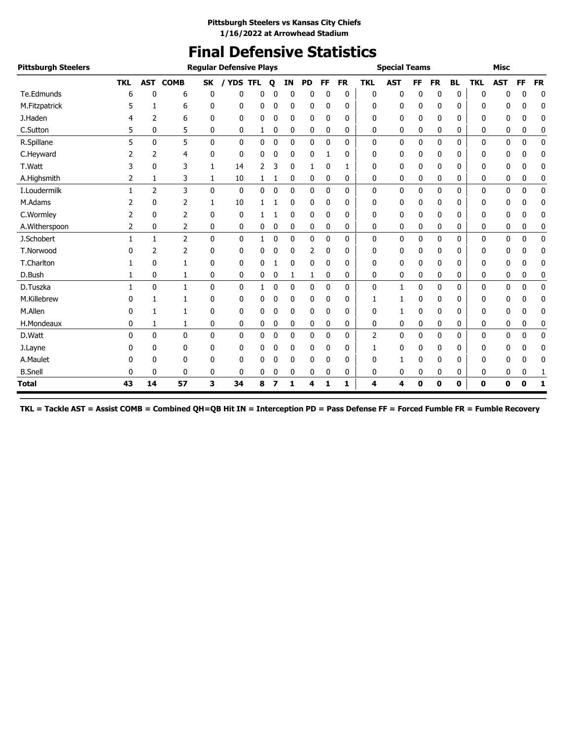**Pittsburgh Steelers vs Kansas City Chiefs**
**1/16/2022 at Arrowhead Stadium**

# Final Defensive Statistics

| Pittsburgh Steelers | Regular Defensive Plays | | | | | | | | | | | Special Teams | | | | | Misc | | | |
|---|---|---|---|---|---|---|---|---|---|---|---|---|---|---|---|---|---|---|---|---|
| | TKL | AST | COMB | SK | / YDS | TFL | Q | IN | PD | FF | FR | TKL | AST | FF | FR | BL | TKL | AST | FF | FR |
| Te.Edmunds | 6 | 0 | 6 | 0 | 0 | 0 | 0 | 0 | 0 | 0 | 0 | 0 | 0 | 0 | 0 | 0 | 0 | 0 | 0 | 0 |
| M.Fitzpatrick | 5 | 1 | 6 | 0 | 0 | 0 | 0 | 0 | 0 | 0 | 0 | 0 | 0 | 0 | 0 | 0 | 0 | 0 | 0 | 0 |
| J.Haden | 4 | 2 | 6 | 0 | 0 | 0 | 0 | 0 | 0 | 0 | 0 | 0 | 0 | 0 | 0 | 0 | 0 | 0 | 0 | 0 |
| C.Sutton | 5 | 0 | 5 | 0 | 0 | 1 | 0 | 0 | 0 | 0 | 0 | 0 | 0 | 0 | 0 | 0 | 0 | 0 | 0 | 0 |
| R.Spillane | 5 | 0 | 5 | 0 | 0 | 0 | 0 | 0 | 0 | 0 | 0 | 0 | 0 | 0 | 0 | 0 | 0 | 0 | 0 | 0 |
| C.Heyward | 2 | 2 | 4 | 0 | 0 | 0 | 0 | 0 | 0 | 1 | 0 | 0 | 0 | 0 | 0 | 0 | 0 | 0 | 0 | 0 |
| T.Watt | 3 | 0 | 3 | 1 | 14 | 2 | 3 | 0 | 1 | 0 | 1 | 0 | 0 | 0 | 0 | 0 | 0 | 0 | 0 | 0 |
| A.Highsmith | 2 | 1 | 3 | 1 | 10 | 1 | 1 | 0 | 0 | 0 | 0 | 0 | 0 | 0 | 0 | 0 | 0 | 0 | 0 | 0 |
| I.Loudermilk | 1 | 2 | 3 | 0 | 0 | 0 | 0 | 0 | 0 | 0 | 0 | 0 | 0 | 0 | 0 | 0 | 0 | 0 | 0 | 0 |
| M.Adams | 2 | 0 | 2 | 1 | 10 | 1 | 1 | 0 | 0 | 0 | 0 | 0 | 0 | 0 | 0 | 0 | 0 | 0 | 0 | 0 |
| C.Wormley | 2 | 0 | 2 | 0 | 0 | 1 | 1 | 0 | 0 | 0 | 0 | 0 | 0 | 0 | 0 | 0 | 0 | 0 | 0 | 0 |
| A.Witherspoon | 2 | 0 | 2 | 0 | 0 | 0 | 0 | 0 | 0 | 0 | 0 | 0 | 0 | 0 | 0 | 0 | 0 | 0 | 0 | 0 |
| J.Schobert | 1 | 1 | 2 | 0 | 0 | 1 | 0 | 0 | 0 | 0 | 0 | 0 | 0 | 0 | 0 | 0 | 0 | 0 | 0 | 0 |
| T.Norwood | 0 | 2 | 2 | 0 | 0 | 0 | 0 | 0 | 2 | 0 | 0 | 0 | 0 | 0 | 0 | 0 | 0 | 0 | 0 | 0 |
| T.Charlton | 1 | 0 | 1 | 0 | 0 | 0 | 1 | 0 | 0 | 0 | 0 | 0 | 0 | 0 | 0 | 0 | 0 | 0 | 0 | 0 |
| D.Bush | 1 | 0 | 1 | 0 | 0 | 0 | 0 | 1 | 1 | 0 | 0 | 0 | 0 | 0 | 0 | 0 | 0 | 0 | 0 | 0 |
| D.Tuszka | 1 | 0 | 1 | 0 | 0 | 1 | 0 | 0 | 0 | 0 | 0 | 0 | 1 | 0 | 0 | 0 | 0 | 0 | 0 | 0 |
| M.Killebrew | 0 | 1 | 1 | 0 | 0 | 0 | 0 | 0 | 0 | 0 | 0 | 1 | 1 | 0 | 0 | 0 | 0 | 0 | 0 | 0 |
| M.Allen | 0 | 1 | 1 | 0 | 0 | 0 | 0 | 0 | 0 | 0 | 0 | 0 | 1 | 0 | 0 | 0 | 0 | 0 | 0 | 0 |
| H.Mondeaux | 0 | 1 | 1 | 0 | 0 | 0 | 0 | 0 | 0 | 0 | 0 | 0 | 0 | 0 | 0 | 0 | 0 | 0 | 0 | 0 |
| D.Watt | 0 | 0 | 0 | 0 | 0 | 0 | 0 | 0 | 0 | 0 | 0 | 2 | 0 | 0 | 0 | 0 | 0 | 0 | 0 | 0 |
| J.Layne | 0 | 0 | 0 | 0 | 0 | 0 | 0 | 0 | 0 | 0 | 0 | 1 | 0 | 0 | 0 | 0 | 0 | 0 | 0 | 0 |
| A.Maulet | 0 | 0 | 0 | 0 | 0 | 0 | 0 | 0 | 0 | 0 | 0 | 0 | 1 | 0 | 0 | 0 | 0 | 0 | 0 | 0 |
| B.Snell | 0 | 0 | 0 | 0 | 0 | 0 | 0 | 0 | 0 | 0 | 0 | 0 | 0 | 0 | 0 | 0 | 0 | 0 | 0 | 1 |
| **Total** | **43** | **14** | **57** | **3** | **34** | **8** | **7** | **1** | **4** | **1** | **1** | **4** | **4** | **0** | **0** | **0** | **0** | **0** | **0** | **1** |

**TKL = Tackle AST = Assist COMB = Combined QH=QB Hit IN = Interception PD = Pass Defense FF = Forced Fumble FR = Fumble Recovery**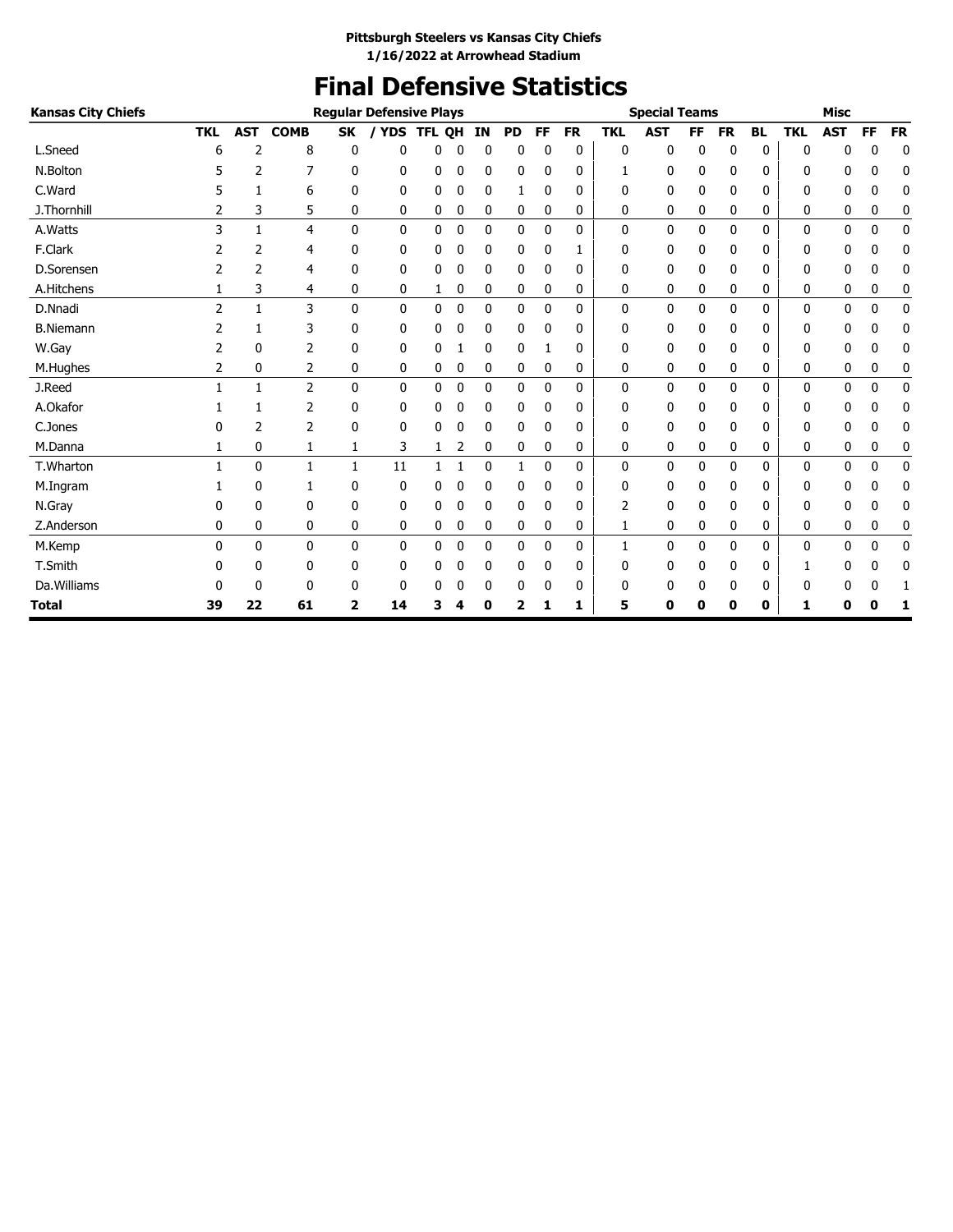**Pittsburgh Steelers vs Kansas City Chiefs**
**1/16/2022 at Arrowhead Stadium**

# Final Defensive Statistics

| Kansas City Chiefs | Regular Defensive Plays | | | | | | | | | | | Special Teams | | | | | Misc | | | |
|---|---|---|---|---|---|---|---|---|---|---|---|---|---|---|---|---|---|---|---|---|
| | TKL | AST | COMB | SK | / YDS | TFL | QH | IN | PD | FF | FR | TKL | AST | FF | FR | BL | TKL | AST | FF | FR |
| L.Sneed | 6 | 2 | 8 | 0 | 0 | 0 | 0 | 0 | 0 | 0 | 0 | 0 | 0 | 0 | 0 | 0 | 0 | 0 | 0 | 0 |
| N.Bolton | 5 | 2 | 7 | 0 | 0 | 0 | 0 | 0 | 0 | 0 | 0 | 1 | 0 | 0 | 0 | 0 | 0 | 0 | 0 | 0 |
| C.Ward | 5 | 1 | 6 | 0 | 0 | 0 | 0 | 0 | 1 | 0 | 0 | 0 | 0 | 0 | 0 | 0 | 0 | 0 | 0 | 0 |
| J.Thornhill | 2 | 3 | 5 | 0 | 0 | 0 | 0 | 0 | 0 | 0 | 0 | 0 | 0 | 0 | 0 | 0 | 0 | 0 | 0 | 0 |
| A.Watts | 3 | 1 | 4 | 0 | 0 | 0 | 0 | 0 | 0 | 0 | 0 | 0 | 0 | 0 | 0 | 0 | 0 | 0 | 0 | 0 |
| F.Clark | 2 | 2 | 4 | 0 | 0 | 0 | 0 | 0 | 0 | 0 | 1 | 0 | 0 | 0 | 0 | 0 | 0 | 0 | 0 | 0 |
| D.Sorensen | 2 | 2 | 4 | 0 | 0 | 0 | 0 | 0 | 0 | 0 | 0 | 0 | 0 | 0 | 0 | 0 | 0 | 0 | 0 | 0 |
| A.Hitchens | 1 | 3 | 4 | 0 | 0 | 1 | 0 | 0 | 0 | 0 | 0 | 0 | 0 | 0 | 0 | 0 | 0 | 0 | 0 | 0 |
| D.Nnadi | 2 | 1 | 3 | 0 | 0 | 0 | 0 | 0 | 0 | 0 | 0 | 0 | 0 | 0 | 0 | 0 | 0 | 0 | 0 | 0 |
| B.Niemann | 2 | 1 | 3 | 0 | 0 | 0 | 0 | 0 | 0 | 0 | 0 | 0 | 0 | 0 | 0 | 0 | 0 | 0 | 0 | 0 |
| W.Gay | 2 | 0 | 2 | 0 | 0 | 0 | 1 | 0 | 0 | 1 | 0 | 0 | 0 | 0 | 0 | 0 | 0 | 0 | 0 | 0 |
| M.Hughes | 2 | 0 | 2 | 0 | 0 | 0 | 0 | 0 | 0 | 0 | 0 | 0 | 0 | 0 | 0 | 0 | 0 | 0 | 0 | 0 |
| J.Reed | 1 | 1 | 2 | 0 | 0 | 0 | 0 | 0 | 0 | 0 | 0 | 0 | 0 | 0 | 0 | 0 | 0 | 0 | 0 | 0 |
| A.Okafor | 1 | 1 | 2 | 0 | 0 | 0 | 0 | 0 | 0 | 0 | 0 | 0 | 0 | 0 | 0 | 0 | 0 | 0 | 0 | 0 |
| C.Jones | 0 | 2 | 2 | 0 | 0 | 0 | 0 | 0 | 0 | 0 | 0 | 0 | 0 | 0 | 0 | 0 | 0 | 0 | 0 | 0 |
| M.Danna | 1 | 0 | 1 | 1 | 3 | 1 | 2 | 0 | 0 | 0 | 0 | 0 | 0 | 0 | 0 | 0 | 0 | 0 | 0 | 0 |
| T.Wharton | 1 | 0 | 1 | 1 | 11 | 1 | 1 | 0 | 1 | 0 | 0 | 0 | 0 | 0 | 0 | 0 | 0 | 0 | 0 | 0 |
| M.Ingram | 1 | 0 | 1 | 0 | 0 | 0 | 0 | 0 | 0 | 0 | 0 | 0 | 0 | 0 | 0 | 0 | 0 | 0 | 0 | 0 |
| N.Gray | 0 | 0 | 0 | 0 | 0 | 0 | 0 | 0 | 0 | 0 | 0 | 2 | 0 | 0 | 0 | 0 | 0 | 0 | 0 | 0 |
| Z.Anderson | 0 | 0 | 0 | 0 | 0 | 0 | 0 | 0 | 0 | 0 | 0 | 1 | 0 | 0 | 0 | 0 | 0 | 0 | 0 | 0 |
| M.Kemp | 0 | 0 | 0 | 0 | 0 | 0 | 0 | 0 | 0 | 0 | 0 | 1 | 0 | 0 | 0 | 0 | 0 | 0 | 0 | 0 |
| T.Smith | 0 | 0 | 0 | 0 | 0 | 0 | 0 | 0 | 0 | 0 | 0 | 0 | 0 | 0 | 0 | 0 | 1 | 0 | 0 | 0 |
| Da.Williams | 0 | 0 | 0 | 0 | 0 | 0 | 0 | 0 | 0 | 0 | 0 | 0 | 0 | 0 | 0 | 0 | 0 | 0 | 0 | 1 |
| **Total** | **39** | **22** | **61** | **2** | **14** | **3** | **4** | **0** | **2** | **1** | **1** | **5** | **0** | **0** | **0** | **0** | **1** | **0** | **0** | **1** |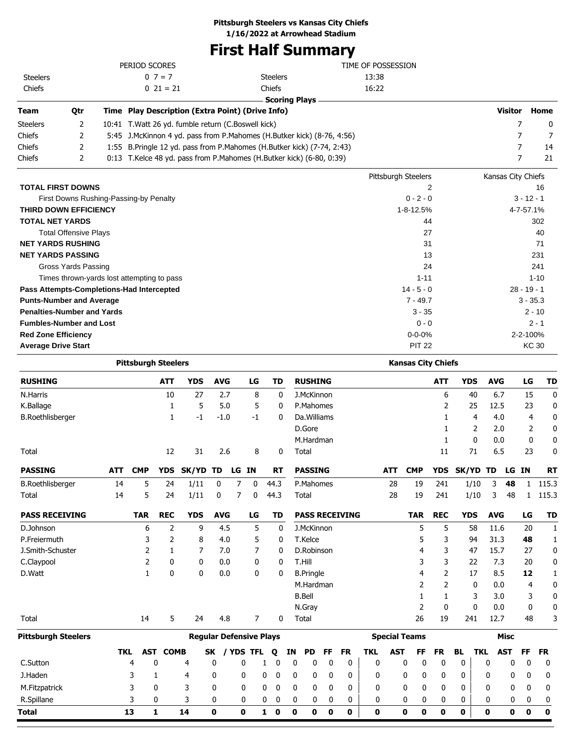**Pittsburgh Steelers vs Kansas City Chiefs**
**1/16/2022 at Arrowhead Stadium**

# First Half Summary

| PERIOD SCORES | | TIME OF POSSESSION | |
|---|---|---|---|
| Steelers | 0 7 = 7 | Steelers | 13:38 |
| Chiefs | 0 21 = 21 | Chiefs | 16:22 |

**Scoring Plays**

| Team | Qtr | Time | Play Description (Extra Point) (Drive Info) | Visitor | Home |
|---|---|---|---|---|---|
| Steelers | 2 | 10:41 | T.Watt 26 yd. fumble return (C.Boswell kick) | 7 | 0 |
| Chiefs | 2 | 5:45 | J.McKinnon 4 yd. pass from P.Mahomes (H.Butker kick) (8-76, 4:56) | 7 | 7 |
| Chiefs | 2 | 1:55 | B.Pringle 12 yd. pass from P.Mahomes (H.Butker kick) (7-74, 2:43) | 7 | 14 |
| Chiefs | 2 | 0:13 | T.Kelce 48 yd. pass from P.Mahomes (H.Butker kick) (6-80, 0:39) | 7 | 21 |

| | Pittsburgh Steelers | Kansas City Chiefs |
|---|---|---|
| **TOTAL FIRST DOWNS** | 2 | 16 |
| First Downs Rushing-Passing-by Penalty | 0 - 2 - 0 | 3 - 12 - 1 |
| **THIRD DOWN EFFICIENCY** | 1-8-12.5% | 4-7-57.1% |
| **TOTAL NET YARDS** | 44 | 302 |
| Total Offensive Plays | 27 | 40 |
| **NET YARDS RUSHING** | 31 | 71 |
| **NET YARDS PASSING** | 13 | 231 |
| Gross Yards Passing | 24 | 241 |
| Times thrown-yards lost attempting to pass | 1-11 | 1-10 |
| **Pass Attempts-Completions-Had Intercepted** | 14 - 5 - 0 | 28 - 19 - 1 |
| **Punts-Number and Average** | 7 - 49.7 | 3 - 35.3 |
| **Penalties-Number and Yards** | 3 - 35 | 2 - 10 |
| **Fumbles-Number and Lost** | 0 - 0 | 2 - 1 |
| **Red Zone Efficiency** | 0-0-0% | 2-2-100% |
| **Average Drive Start** | PIT 22 | KC 30 |

## Pittsburgh Steelers

| RUSHING | ATT | YDS | AVG | LG | TD |
|---|---|---|---|---|---|
| N.Harris | 10 | 27 | 2.7 | 8 | 0 |
| K.Ballage | 1 | 5 | 5.0 | 5 | 0 |
| B.Roethlisberger | 1 | -1 | -1.0 | -1 | 0 |
| Total | 12 | 31 | 2.6 | 8 | 0 |

| PASSING | ATT | CMP | YDS | SK/YD | TD | LG | IN | RT |
|---|---|---|---|---|---|---|---|---|
| B.Roethlisberger | 14 | 5 | 24 | 1/11 | 0 | 7 | 0 | 44.3 |
| Total | 14 | 5 | 24 | 1/11 | 0 | 7 | 0 | 44.3 |

| PASS RECEIVING | TAR | REC | YDS | AVG | LG | TD |
|---|---|---|---|---|---|---|
| D.Johnson | 6 | 2 | 9 | 4.5 | 5 | 0 |
| P.Freiermuth | 3 | 2 | 8 | 4.0 | 5 | 0 |
| J.Smith-Schuster | 2 | 1 | 7 | 7.0 | 7 | 0 |
| C.Claypool | 2 | 0 | 0 | 0.0 | 0 | 0 |
| D.Watt | 1 | 0 | 0 | 0.0 | 0 | 0 |
| Total | 14 | 5 | 24 | 4.8 | 7 | 0 |

## Kansas City Chiefs

| RUSHING | ATT | YDS | AVG | LG | TD |
|---|---|---|---|---|---|
| J.McKinnon | 6 | 40 | 6.7 | 15 | 0 |
| P.Mahomes | 2 | 25 | 12.5 | 23 | 0 |
| Da.Williams | 1 | 4 | 4.0 | 4 | 0 |
| D.Gore | 1 | 2 | 2.0 | 2 | 0 |
| M.Hardman | 1 | 0 | 0.0 | 0 | 0 |
| Total | 11 | 71 | 6.5 | 23 | 0 |

| PASSING | ATT | CMP | YDS | SK/YD | TD | LG | IN | RT |
|---|---|---|---|---|---|---|---|---|
| P.Mahomes | 28 | 19 | 241 | 1/10 | 3 | **48** | 1 | 115.3 |
| Total | 28 | 19 | 241 | 1/10 | 3 | 48 | 1 | 115.3 |

| PASS RECEIVING | TAR | REC | YDS | AVG | LG | TD |
|---|---|---|---|---|---|---|
| J.McKinnon | 5 | 5 | 58 | 11.6 | 20 | 1 |
| T.Kelce | 5 | 3 | 94 | 31.3 | **48** | 1 |
| D.Robinson | 4 | 3 | 47 | 15.7 | 27 | 0 |
| T.Hill | 3 | 3 | 22 | 7.3 | 20 | 0 |
| B.Pringle | 4 | 2 | 17 | 8.5 | **12** | 1 |
| M.Hardman | 2 | 2 | 0 | 0.0 | 4 | 0 |
| B.Bell | 1 | 1 | 3 | 3.0 | 3 | 0 |
| N.Gray | 2 | 0 | 0 | 0.0 | 0 | 0 |
| Total | 26 | 19 | 241 | 12.7 | 48 | 3 |

## Pittsburgh Steelers Defense

| | Regular Defensive Plays | | | | | | | | | | | Special Teams | | | | | Misc | | | |
|---|---|---|---|---|---|---|---|---|---|---|---|---|---|---|---|---|---|---|---|---|
| | TKL | AST | COMB | SK | / YDS | TFL | Q | IN | PD | FF | FR | TKL | AST | FF | FR | BL | TKL | AST | FF | FR |
| C.Sutton | 4 | 0 | 4 | 0 | 0 | 1 | 0 | 0 | 0 | 0 | 0 | 0 | 0 | 0 | 0 | 0 | 0 | 0 | 0 | 0 |
| J.Haden | 3 | 1 | 4 | 0 | 0 | 0 | 0 | 0 | 0 | 0 | 0 | 0 | 0 | 0 | 0 | 0 | 0 | 0 | 0 | 0 |
| M.Fitzpatrick | 3 | 0 | 3 | 0 | 0 | 0 | 0 | 0 | 0 | 0 | 0 | 0 | 0 | 0 | 0 | 0 | 0 | 0 | 0 | 0 |
| R.Spillane | 3 | 0 | 3 | 0 | 0 | 0 | 0 | 0 | 0 | 0 | 0 | 0 | 0 | 0 | 0 | 0 | 0 | 0 | 0 | 0 |
| **Total** | **13** | **1** | **14** | **0** | **0** | **1** | **0** | **0** | **0** | **0** | **0** | **0** | **0** | **0** | **0** | **0** | **0** | **0** | **0** | **0** |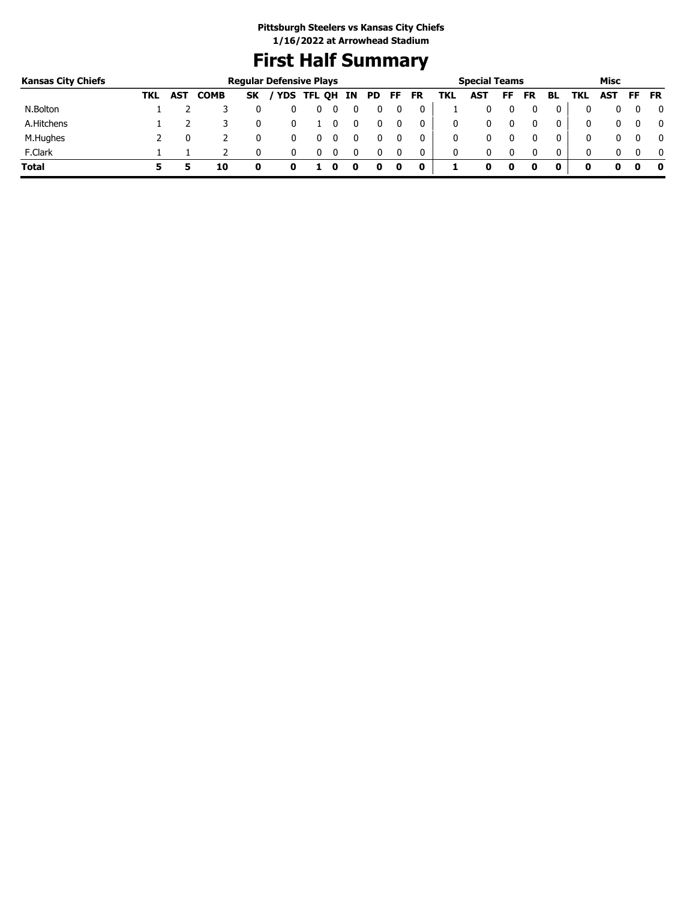**Pittsburgh Steelers vs Kansas City Chiefs**
**1/16/2022 at Arrowhead Stadium**

# First Half Summary

| Kansas City Chiefs | Regular Defensive Plays | | | | | | | | | | | Special Teams | | | | | Misc | | | |
|---|---|---|---|---|---|---|---|---|---|---|---|---|---|---|---|---|---|---|---|---|
| | TKL | AST | COMB | SK | / YDS | TFL | QH | IN | PD | FF | FR | TKL | AST | FF | FR | BL | TKL | AST | FF | FR |
| N.Bolton | 1 | 2 | 3 | 0 | 0 | 0 | 0 | 0 | 0 | 0 | 0 | 1 | 0 | 0 | 0 | 0 | 0 | 0 | 0 | 0 |
| A.Hitchens | 1 | 2 | 3 | 0 | 0 | 1 | 0 | 0 | 0 | 0 | 0 | 0 | 0 | 0 | 0 | 0 | 0 | 0 | 0 | 0 |
| M.Hughes | 2 | 0 | 2 | 0 | 0 | 0 | 0 | 0 | 0 | 0 | 0 | 0 | 0 | 0 | 0 | 0 | 0 | 0 | 0 | 0 |
| F.Clark | 1 | 1 | 2 | 0 | 0 | 0 | 0 | 0 | 0 | 0 | 0 | 0 | 0 | 0 | 0 | 0 | 0 | 0 | 0 | 0 |
| **Total** | **5** | **5** | **10** | **0** | **0** | **1** | **0** | **0** | **0** | **0** | **0** | **1** | **0** | **0** | **0** | **0** | **0** | **0** | **0** | **0** |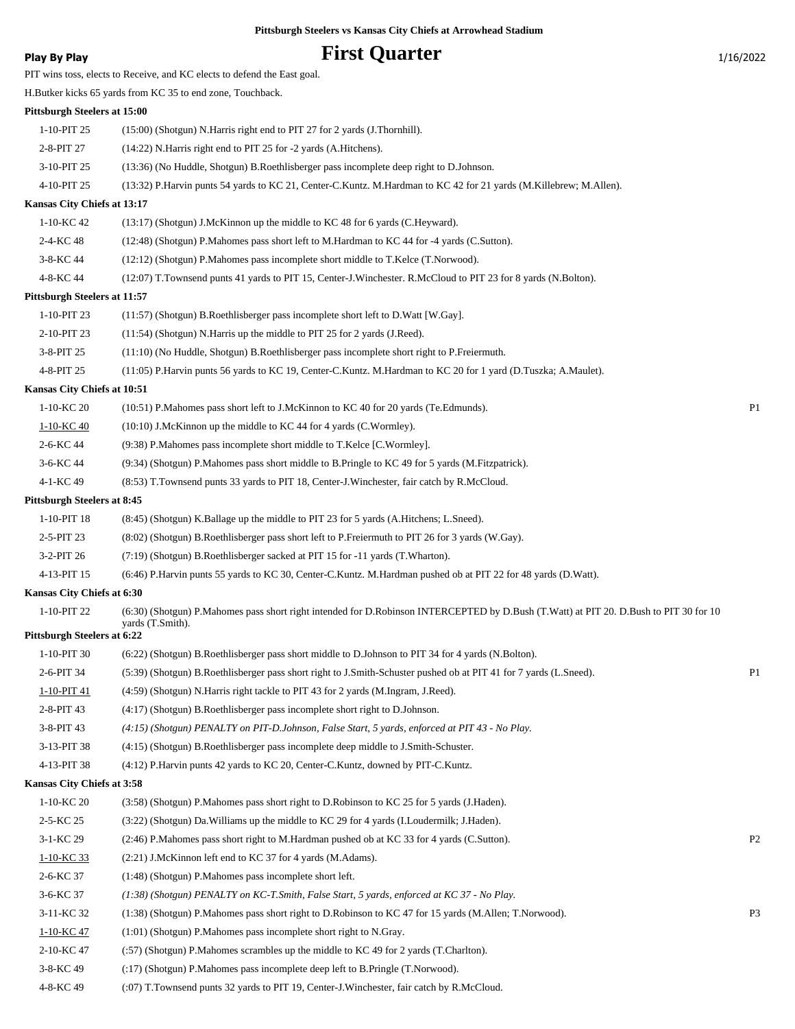**Pittsburgh Steelers vs Kansas City Chiefs at Arrowhead Stadium**

**Play By Play**

# First Quarter

1/16/2022

PIT wins toss, elects to Receive, and KC elects to defend the East goal.

H.Butker kicks 65 yards from KC 35 to end zone, Touchback.

**Pittsburgh Steelers at 15:00**

| | | |
|---|---|---|
| 1-10-PIT 25 | (15:00) (Shotgun) N.Harris right end to PIT 27 for 2 yards (J.Thornhill). | |
| 2-8-PIT 27 | (14:22) N.Harris right end to PIT 25 for -2 yards (A.Hitchens). | |
| 3-10-PIT 25 | (13:36) (No Huddle, Shotgun) B.Roethlisberger pass incomplete deep right to D.Johnson. | |
| 4-10-PIT 25 | (13:32) P.Harvin punts 54 yards to KC 21, Center-C.Kuntz. M.Hardman to KC 42 for 21 yards (M.Killebrew; M.Allen). | |

**Kansas City Chiefs at 13:17**

| | | |
|---|---|---|
| 1-10-KC 42 | (13:17) (Shotgun) J.McKinnon up the middle to KC 48 for 6 yards (C.Heyward). | |
| 2-4-KC 48 | (12:48) (Shotgun) P.Mahomes pass short left to M.Hardman to KC 44 for -4 yards (C.Sutton). | |
| 3-8-KC 44 | (12:12) (Shotgun) P.Mahomes pass incomplete short middle to T.Kelce (T.Norwood). | |
| 4-8-KC 44 | (12:07) T.Townsend punts 41 yards to PIT 15, Center-J.Winchester. R.McCloud to PIT 23 for 8 yards (N.Bolton). | |

**Pittsburgh Steelers at 11:57**

| | | |
|---|---|---|
| 1-10-PIT 23 | (11:57) (Shotgun) B.Roethlisberger pass incomplete short left to D.Watt [W.Gay]. | |
| 2-10-PIT 23 | (11:54) (Shotgun) N.Harris up the middle to PIT 25 for 2 yards (J.Reed). | |
| 3-8-PIT 25 | (11:10) (No Huddle, Shotgun) B.Roethlisberger pass incomplete short right to P.Freiermuth. | |
| 4-8-PIT 25 | (11:05) P.Harvin punts 56 yards to KC 19, Center-C.Kuntz. M.Hardman to KC 20 for 1 yard (D.Tuszka; A.Maulet). | |

**Kansas City Chiefs at 10:51**

| | | |
|---|---|---|
| 1-10-KC 20 | (10:51) P.Mahomes pass short left to J.McKinnon to KC 40 for 20 yards (Te.Edmunds). | P1 |
| 1-10-KC 40 | (10:10) J.McKinnon up the middle to KC 44 for 4 yards (C.Wormley). | |
| 2-6-KC 44 | (9:38) P.Mahomes pass incomplete short middle to T.Kelce [C.Wormley]. | |
| 3-6-KC 44 | (9:34) (Shotgun) P.Mahomes pass short middle to B.Pringle to KC 49 for 5 yards (M.Fitzpatrick). | |
| 4-1-KC 49 | (8:53) T.Townsend punts 33 yards to PIT 18, Center-J.Winchester, fair catch by R.McCloud. | |

**Pittsburgh Steelers at 8:45**

| | | |
|---|---|---|
| 1-10-PIT 18 | (8:45) (Shotgun) K.Ballage up the middle to PIT 23 for 5 yards (A.Hitchens; L.Sneed). | |
| 2-5-PIT 23 | (8:02) (Shotgun) B.Roethlisberger pass short left to P.Freiermuth to PIT 26 for 3 yards (W.Gay). | |
| 3-2-PIT 26 | (7:19) (Shotgun) B.Roethlisberger sacked at PIT 15 for -11 yards (T.Wharton). | |
| 4-13-PIT 15 | (6:46) P.Harvin punts 55 yards to KC 30, Center-C.Kuntz. M.Hardman pushed ob at PIT 22 for 48 yards (D.Watt). | |

**Kansas City Chiefs at 6:30**

| | | |
|---|---|---|
| 1-10-PIT 22 | (6:30) (Shotgun) P.Mahomes pass short right intended for D.Robinson INTERCEPTED by D.Bush (T.Watt) at PIT 20. D.Bush to PIT 30 for 10 yards (T.Smith). | |

**Pittsburgh Steelers at 6:22**

| | | |
|---|---|---|
| 1-10-PIT 30 | (6:22) (Shotgun) B.Roethlisberger pass short middle to D.Johnson to PIT 34 for 4 yards (N.Bolton). | |
| 2-6-PIT 34 | (5:39) (Shotgun) B.Roethlisberger pass short right to J.Smith-Schuster pushed ob at PIT 41 for 7 yards (L.Sneed). | P1 |
| 1-10-PIT 41 | (4:59) (Shotgun) N.Harris right tackle to PIT 43 for 2 yards (M.Ingram, J.Reed). | |
| 2-8-PIT 43 | (4:17) (Shotgun) B.Roethlisberger pass incomplete short right to D.Johnson. | |
| 3-8-PIT 43 | *(4:15) (Shotgun) PENALTY on PIT-D.Johnson, False Start, 5 yards, enforced at PIT 43 - No Play.* | |
| 3-13-PIT 38 | (4:15) (Shotgun) B.Roethlisberger pass incomplete deep middle to J.Smith-Schuster. | |
| 4-13-PIT 38 | (4:12) P.Harvin punts 42 yards to KC 20, Center-C.Kuntz, downed by PIT-C.Kuntz. | |

**Kansas City Chiefs at 3:58**

| | | |
|---|---|---|
| 1-10-KC 20 | (3:58) (Shotgun) P.Mahomes pass short right to D.Robinson to KC 25 for 5 yards (J.Haden). | |
| 2-5-KC 25 | (3:22) (Shotgun) Da.Williams up the middle to KC 29 for 4 yards (I.Loudermilk; J.Haden). | |
| 3-1-KC 29 | (2:46) P.Mahomes pass short right to M.Hardman pushed ob at KC 33 for 4 yards (C.Sutton). | P2 |
| 1-10-KC 33 | (2:21) J.McKinnon left end to KC 37 for 4 yards (M.Adams). | |
| 2-6-KC 37 | (1:48) (Shotgun) P.Mahomes pass incomplete short left. | |
| 3-6-KC 37 | *(1:38) (Shotgun) PENALTY on KC-T.Smith, False Start, 5 yards, enforced at KC 37 - No Play.* | |
| 3-11-KC 32 | (1:38) (Shotgun) P.Mahomes pass short right to D.Robinson to KC 47 for 15 yards (M.Allen; T.Norwood). | P3 |
| 1-10-KC 47 | (1:01) (Shotgun) P.Mahomes pass incomplete short right to N.Gray. | |
| 2-10-KC 47 | (:57) (Shotgun) P.Mahomes scrambles up the middle to KC 49 for 2 yards (T.Charlton). | |
| 3-8-KC 49 | (:17) (Shotgun) P.Mahomes pass incomplete deep left to B.Pringle (T.Norwood). | |
| 4-8-KC 49 | (:07) T.Townsend punts 32 yards to PIT 19, Center-J.Winchester, fair catch by R.McCloud. | |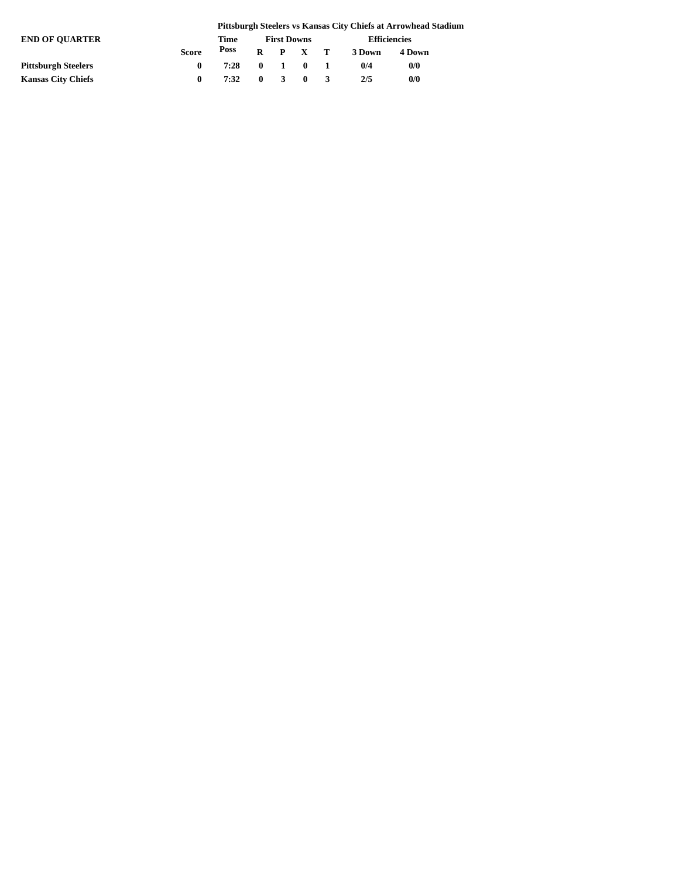**Pittsburgh Steelers vs Kansas City Chiefs at Arrowhead Stadium**

| END OF QUARTER | Score | Time Poss | First Downs | | | | Efficiencies | |
|---|---|---|---|---|---|---|---|---|
| | | | R | P | X | T | 3 Down | 4 Down |
| **Pittsburgh Steelers** | 0 | 7:28 | 0 | 1 | 0 | 1 | 0/4 | 0/0 |
| **Kansas City Chiefs** | 0 | 7:32 | 0 | 3 | 0 | 3 | 2/5 | 0/0 |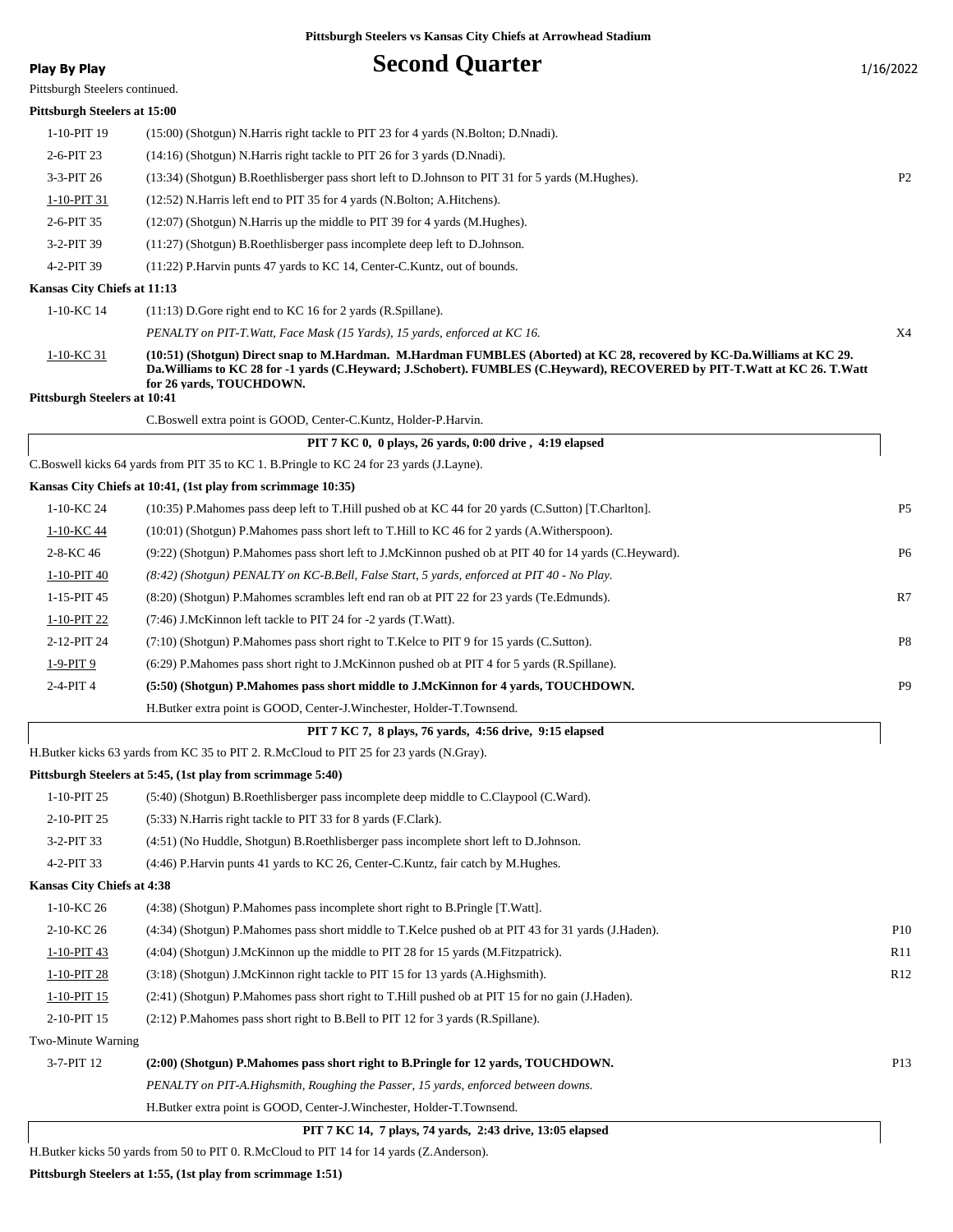**Pittsburgh Steelers vs Kansas City Chiefs at Arrowhead Stadium**

**Play By Play** — **Second Quarter** — 1/16/2022

Pittsburgh Steelers continued.

**Pittsburgh Steelers at 15:00**

| | | |
|---|---|---|
| 1-10-PIT 19 | (15:00) (Shotgun) N.Harris right tackle to PIT 23 for 4 yards (N.Bolton; D.Nnadi). | |
| 2-6-PIT 23 | (14:16) (Shotgun) N.Harris right tackle to PIT 26 for 3 yards (D.Nnadi). | |
| 3-3-PIT 26 | (13:34) (Shotgun) B.Roethlisberger pass short left to D.Johnson to PIT 31 for 5 yards (M.Hughes). | P2 |
| 1-10-PIT 31 | (12:52) N.Harris left end to PIT 35 for 4 yards (N.Bolton; A.Hitchens). | |
| 2-6-PIT 35 | (12:07) (Shotgun) N.Harris up the middle to PIT 39 for 4 yards (M.Hughes). | |
| 3-2-PIT 39 | (11:27) (Shotgun) B.Roethlisberger pass incomplete deep left to D.Johnson. | |
| 4-2-PIT 39 | (11:22) P.Harvin punts 47 yards to KC 14, Center-C.Kuntz, out of bounds. | |

**Kansas City Chiefs at 11:13**

| | | |
|---|---|---|
| 1-10-KC 14 | (11:13) D.Gore right end to KC 16 for 2 yards (R.Spillane). | |
| | *PENALTY on PIT-T.Watt, Face Mask (15 Yards), 15 yards, enforced at KC 16.* | X4 |
| 1-10-KC 31 | **(10:51) (Shotgun) Direct snap to M.Hardman. M.Hardman FUMBLES (Aborted) at KC 28, recovered by KC-Da.Williams at KC 29. Da.Williams to KC 28 for -1 yards (C.Heyward; J.Schobert). FUMBLES (C.Heyward), RECOVERED by PIT-T.Watt at KC 26. T.Watt for 26 yards, TOUCHDOWN.** | |

**Pittsburgh Steelers at 10:41**

C.Boswell extra point is GOOD, Center-C.Kuntz, Holder-P.Harvin.

**PIT 7 KC 0, 0 plays, 26 yards, 0:00 drive , 4:19 elapsed**

C.Boswell kicks 64 yards from PIT 35 to KC 1. B.Pringle to KC 24 for 23 yards (J.Layne).

**Kansas City Chiefs at 10:41, (1st play from scrimmage 10:35)**

| | | |
|---|---|---|
| 1-10-KC 24 | (10:35) P.Mahomes pass deep left to T.Hill pushed ob at KC 44 for 20 yards (C.Sutton) [T.Charlton]. | P5 |
| 1-10-KC 44 | (10:01) (Shotgun) P.Mahomes pass short left to T.Hill to KC 46 for 2 yards (A.Witherspoon). | |
| 2-8-KC 46 | (9:22) (Shotgun) P.Mahomes pass short left to J.McKinnon pushed ob at PIT 40 for 14 yards (C.Heyward). | P6 |
| 1-10-PIT 40 | *(8:42) (Shotgun) PENALTY on KC-B.Bell, False Start, 5 yards, enforced at PIT 40 - No Play.* | |
| 1-15-PIT 45 | (8:20) (Shotgun) P.Mahomes scrambles left end ran ob at PIT 22 for 23 yards (Te.Edmunds). | R7 |
| 1-10-PIT 22 | (7:46) J.McKinnon left tackle to PIT 24 for -2 yards (T.Watt). | |
| 2-12-PIT 24 | (7:10) (Shotgun) P.Mahomes pass short right to T.Kelce to PIT 9 for 15 yards (C.Sutton). | P8 |
| 1-9-PIT 9 | (6:29) P.Mahomes pass short right to J.McKinnon pushed ob at PIT 4 for 5 yards (R.Spillane). | |
| 2-4-PIT 4 | **(5:50) (Shotgun) P.Mahomes pass short middle to J.McKinnon for 4 yards, TOUCHDOWN.** | P9 |
| | H.Butker extra point is GOOD, Center-J.Winchester, Holder-T.Townsend. | |

**PIT 7 KC 7, 8 plays, 76 yards, 4:56 drive, 9:15 elapsed**

H.Butker kicks 63 yards from KC 35 to PIT 2. R.McCloud to PIT 25 for 23 yards (N.Gray).

**Pittsburgh Steelers at 5:45, (1st play from scrimmage 5:40)**

| | | |
|---|---|---|
| 1-10-PIT 25 | (5:40) (Shotgun) B.Roethlisberger pass incomplete deep middle to C.Claypool (C.Ward). | |
| 2-10-PIT 25 | (5:33) N.Harris right tackle to PIT 33 for 8 yards (F.Clark). | |
| 3-2-PIT 33 | (4:51) (No Huddle, Shotgun) B.Roethlisberger pass incomplete short left to D.Johnson. | |
| 4-2-PIT 33 | (4:46) P.Harvin punts 41 yards to KC 26, Center-C.Kuntz, fair catch by M.Hughes. | |

**Kansas City Chiefs at 4:38**

| | | |
|---|---|---|
| 1-10-KC 26 | (4:38) (Shotgun) P.Mahomes pass incomplete short right to B.Pringle [T.Watt]. | |
| 2-10-KC 26 | (4:34) (Shotgun) P.Mahomes pass short middle to T.Kelce pushed ob at PIT 43 for 31 yards (J.Haden). | P10 |
| 1-10-PIT 43 | (4:04) (Shotgun) J.McKinnon up the middle to PIT 28 for 15 yards (M.Fitzpatrick). | R11 |
| 1-10-PIT 28 | (3:18) (Shotgun) J.McKinnon right tackle to PIT 15 for 13 yards (A.Highsmith). | R12 |
| 1-10-PIT 15 | (2:41) (Shotgun) P.Mahomes pass short right to T.Hill pushed ob at PIT 15 for no gain (J.Haden). | |
| 2-10-PIT 15 | (2:12) P.Mahomes pass short right to B.Bell to PIT 12 for 3 yards (R.Spillane). | |
| Two-Minute Warning | | |
| 3-7-PIT 12 | **(2:00) (Shotgun) P.Mahomes pass short right to B.Pringle for 12 yards, TOUCHDOWN.** | P13 |
| | *PENALTY on PIT-A.Highsmith, Roughing the Passer, 15 yards, enforced between downs.* | |
| | H.Butker extra point is GOOD, Center-J.Winchester, Holder-T.Townsend. | |

**PIT 7 KC 14, 7 plays, 74 yards, 2:43 drive, 13:05 elapsed**

H.Butker kicks 50 yards from 50 to PIT 0. R.McCloud to PIT 14 for 14 yards (Z.Anderson).

**Pittsburgh Steelers at 1:55, (1st play from scrimmage 1:51)**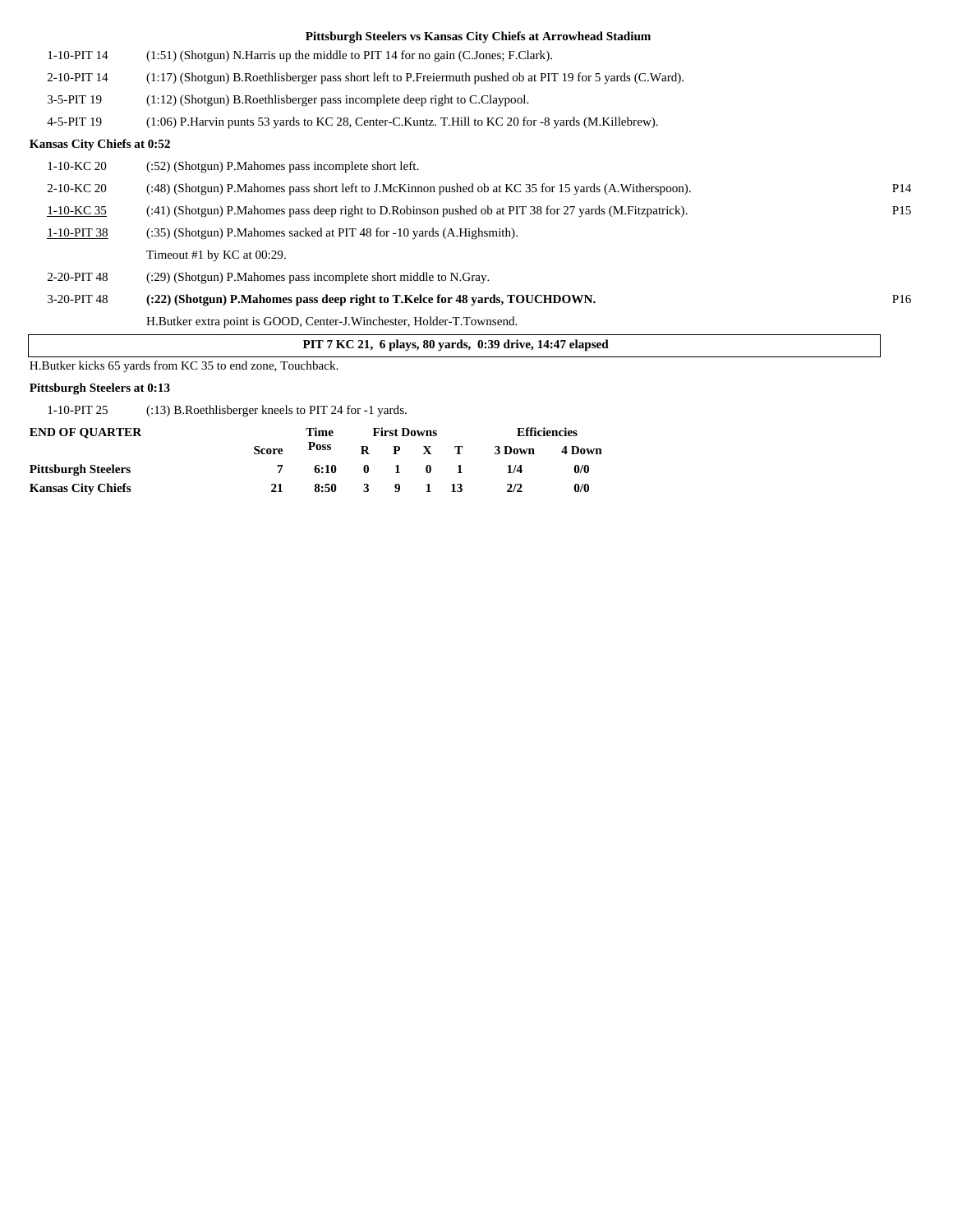**Pittsburgh Steelers vs Kansas City Chiefs at Arrowhead Stadium**

| | | |
|---|---|---|
| 1-10-PIT 14 | (1:51) (Shotgun) N.Harris up the middle to PIT 14 for no gain (C.Jones; F.Clark). | |
| 2-10-PIT 14 | (1:17) (Shotgun) B.Roethlisberger pass short left to P.Freiermuth pushed ob at PIT 19 for 5 yards (C.Ward). | |
| 3-5-PIT 19 | (1:12) (Shotgun) B.Roethlisberger pass incomplete deep right to C.Claypool. | |
| 4-5-PIT 19 | (1:06) P.Harvin punts 53 yards to KC 28, Center-C.Kuntz. T.Hill to KC 20 for -8 yards (M.Killebrew). | |

**Kansas City Chiefs at 0:52**

| | | |
|---|---|---|
| 1-10-KC 20 | (:52) (Shotgun) P.Mahomes pass incomplete short left. | |
| 2-10-KC 20 | (:48) (Shotgun) P.Mahomes pass short left to J.McKinnon pushed ob at KC 35 for 15 yards (A.Witherspoon). | P14 |
| 1-10-KC 35 | (:41) (Shotgun) P.Mahomes pass deep right to D.Robinson pushed ob at PIT 38 for 27 yards (M.Fitzpatrick). | P15 |
| 1-10-PIT 38 | (:35) (Shotgun) P.Mahomes sacked at PIT 48 for -10 yards (A.Highsmith). | |
| | Timeout #1 by KC at 00:29. | |
| 2-20-PIT 48 | (:29) (Shotgun) P.Mahomes pass incomplete short middle to N.Gray. | |
| 3-20-PIT 48 | **(:22) (Shotgun) P.Mahomes pass deep right to T.Kelce for 48 yards, TOUCHDOWN.** | P16 |
| | H.Butker extra point is GOOD, Center-J.Winchester, Holder-T.Townsend. | |

**PIT 7 KC 21, 6 plays, 80 yards, 0:39 drive, 14:47 elapsed**

H.Butker kicks 65 yards from KC 35 to end zone, Touchback.

**Pittsburgh Steelers at 0:13**

| | |
|---|---|
| 1-10-PIT 25 | (:13) B.Roethlisberger kneels to PIT 24 for -1 yards. |

| END OF QUARTER | Score | Time Poss | First Downs R | P | X | T | Efficiencies 3 Down | 4 Down |
|---|---|---|---|---|---|---|---|---|
| **Pittsburgh Steelers** | 7 | 6:10 | 0 | 1 | 0 | 1 | 1/4 | 0/0 |
| **Kansas City Chiefs** | 21 | 8:50 | 3 | 9 | 1 | 13 | 2/2 | 0/0 |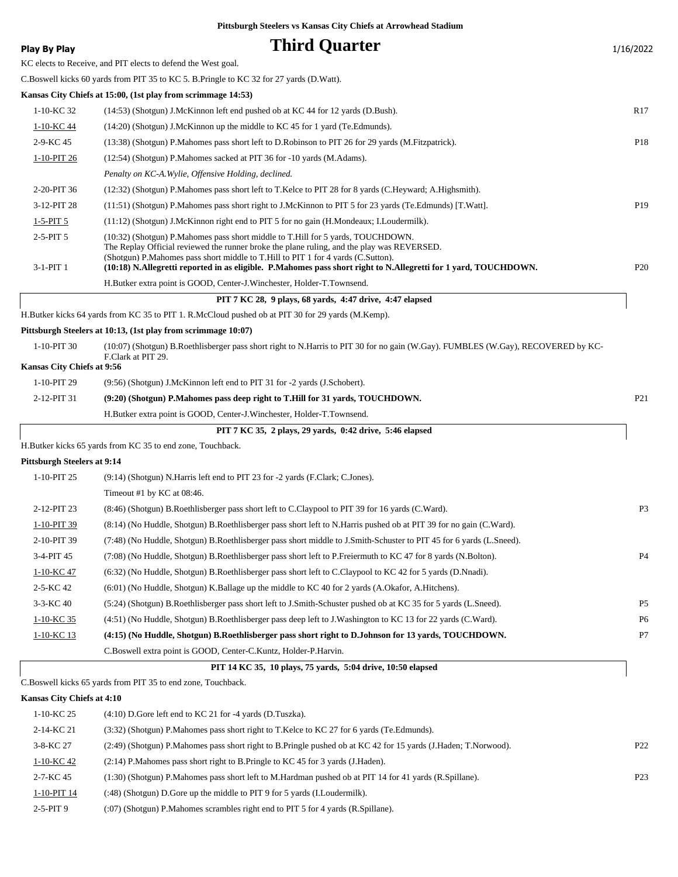**Pittsburgh Steelers vs Kansas City Chiefs at Arrowhead Stadium**

**Play By Play**

# Third Quarter

1/16/2022

KC elects to Receive, and PIT elects to defend the West goal.

C.Boswell kicks 60 yards from PIT 35 to KC 5. B.Pringle to KC 32 for 27 yards (D.Watt).

**Kansas City Chiefs at 15:00, (1st play from scrimmage 14:53)**

| Down | Play | |
|---|---|---|
| 1-10-KC 32 | (14:53) (Shotgun) J.McKinnon left end pushed ob at KC 44 for 12 yards (D.Bush). | R17 |
| 1-10-KC 44 | (14:20) (Shotgun) J.McKinnon up the middle to KC 45 for 1 yard (Te.Edmunds). | |
| 2-9-KC 45 | (13:38) (Shotgun) P.Mahomes pass short left to D.Robinson to PIT 26 for 29 yards (M.Fitzpatrick). | P18 |
| 1-10-PIT 26 | (12:54) (Shotgun) P.Mahomes sacked at PIT 36 for -10 yards (M.Adams). | |
| | *Penalty on KC-A.Wylie, Offensive Holding, declined.* | |
| 2-20-PIT 36 | (12:32) (Shotgun) P.Mahomes pass short left to T.Kelce to PIT 28 for 8 yards (C.Heyward; A.Highsmith). | |
| 3-12-PIT 28 | (11:51) (Shotgun) P.Mahomes pass short right to J.McKinnon to PIT 5 for 23 yards (Te.Edmunds) [T.Watt]. | P19 |
| 1-5-PIT 5 | (11:12) (Shotgun) J.McKinnon right end to PIT 5 for no gain (H.Mondeaux; I.Loudermilk). | |
| 2-5-PIT 5 | (10:32) (Shotgun) P.Mahomes pass short middle to T.Hill for 5 yards, TOUCHDOWN. The Replay Official reviewed the runner broke the plane ruling, and the play was REVERSED. (Shotgun) P.Mahomes pass short middle to T.Hill to PIT 1 for 4 yards (C.Sutton). | |
| 3-1-PIT 1 | **(10:18) N.Allegretti reported in as eligible. P.Mahomes pass short right to N.Allegretti for 1 yard, TOUCHDOWN.** | P20 |
| | H.Butker extra point is GOOD, Center-J.Winchester, Holder-T.Townsend. | |

**PIT 7 KC 28, 9 plays, 68 yards, 4:47 drive, 4:47 elapsed**

H.Butker kicks 64 yards from KC 35 to PIT 1. R.McCloud pushed ob at PIT 30 for 29 yards (M.Kemp).

**Pittsburgh Steelers at 10:13, (1st play from scrimmage 10:07)**

| Down | Play | |
|---|---|---|
| 1-10-PIT 30 | (10:07) (Shotgun) B.Roethlisberger pass short right to N.Harris to PIT 30 for no gain (W.Gay). FUMBLES (W.Gay), RECOVERED by KC-F.Clark at PIT 29. | |

**Kansas City Chiefs at 9:56**

| Down | Play | |
|---|---|---|
| 1-10-PIT 29 | (9:56) (Shotgun) J.McKinnon left end to PIT 31 for -2 yards (J.Schobert). | |
| 2-12-PIT 31 | **(9:20) (Shotgun) P.Mahomes pass deep right to T.Hill for 31 yards, TOUCHDOWN.** | P21 |
| | H.Butker extra point is GOOD, Center-J.Winchester, Holder-T.Townsend. | |

**PIT 7 KC 35, 2 plays, 29 yards, 0:42 drive, 5:46 elapsed**

H.Butker kicks 65 yards from KC 35 to end zone, Touchback.

**Pittsburgh Steelers at 9:14**

| Down | Play | |
|---|---|---|
| 1-10-PIT 25 | (9:14) (Shotgun) N.Harris left end to PIT 23 for -2 yards (F.Clark; C.Jones). | |
| | Timeout #1 by KC at 08:46. | |
| 2-12-PIT 23 | (8:46) (Shotgun) B.Roethlisberger pass short left to C.Claypool to PIT 39 for 16 yards (C.Ward). | P3 |
| 1-10-PIT 39 | (8:14) (No Huddle, Shotgun) B.Roethlisberger pass short left to N.Harris pushed ob at PIT 39 for no gain (C.Ward). | |
| 2-10-PIT 39 | (7:48) (No Huddle, Shotgun) B.Roethlisberger pass short middle to J.Smith-Schuster to PIT 45 for 6 yards (L.Sneed). | |
| 3-4-PIT 45 | (7:08) (No Huddle, Shotgun) B.Roethlisberger pass short left to P.Freiermuth to KC 47 for 8 yards (N.Bolton). | P4 |
| 1-10-KC 47 | (6:32) (No Huddle, Shotgun) B.Roethlisberger pass short left to C.Claypool to KC 42 for 5 yards (D.Nnadi). | |
| 2-5-KC 42 | (6:01) (No Huddle, Shotgun) K.Ballage up the middle to KC 40 for 2 yards (A.Okafor, A.Hitchens). | |
| 3-3-KC 40 | (5:24) (Shotgun) B.Roethlisberger pass short left to J.Smith-Schuster pushed ob at KC 35 for 5 yards (L.Sneed). | P5 |
| 1-10-KC 35 | (4:51) (No Huddle, Shotgun) B.Roethlisberger pass deep left to J.Washington to KC 13 for 22 yards (C.Ward). | P6 |
| 1-10-KC 13 | **(4:15) (No Huddle, Shotgun) B.Roethlisberger pass short right to D.Johnson for 13 yards, TOUCHDOWN.** | P7 |
| | C.Boswell extra point is GOOD, Center-C.Kuntz, Holder-P.Harvin. | |

**PIT 14 KC 35, 10 plays, 75 yards, 5:04 drive, 10:50 elapsed**

C.Boswell kicks 65 yards from PIT 35 to end zone, Touchback.

**Kansas City Chiefs at 4:10**

| Down | Play | |
|---|---|---|
| 1-10-KC 25 | (4:10) D.Gore left end to KC 21 for -4 yards (D.Tuszka). | |
| 2-14-KC 21 | (3:32) (Shotgun) P.Mahomes pass short right to T.Kelce to KC 27 for 6 yards (Te.Edmunds). | |
| 3-8-KC 27 | (2:49) (Shotgun) P.Mahomes pass short right to B.Pringle pushed ob at KC 42 for 15 yards (J.Haden; T.Norwood). | P22 |
| 1-10-KC 42 | (2:14) P.Mahomes pass short right to B.Pringle to KC 45 for 3 yards (J.Haden). | |
| 2-7-KC 45 | (1:30) (Shotgun) P.Mahomes pass short left to M.Hardman pushed ob at PIT 14 for 41 yards (R.Spillane). | P23 |
| 1-10-PIT 14 | (:48) (Shotgun) D.Gore up the middle to PIT 9 for 5 yards (I.Loudermilk). | |
| 2-5-PIT 9 | (:07) (Shotgun) P.Mahomes scrambles right end to PIT 5 for 4 yards (R.Spillane). | |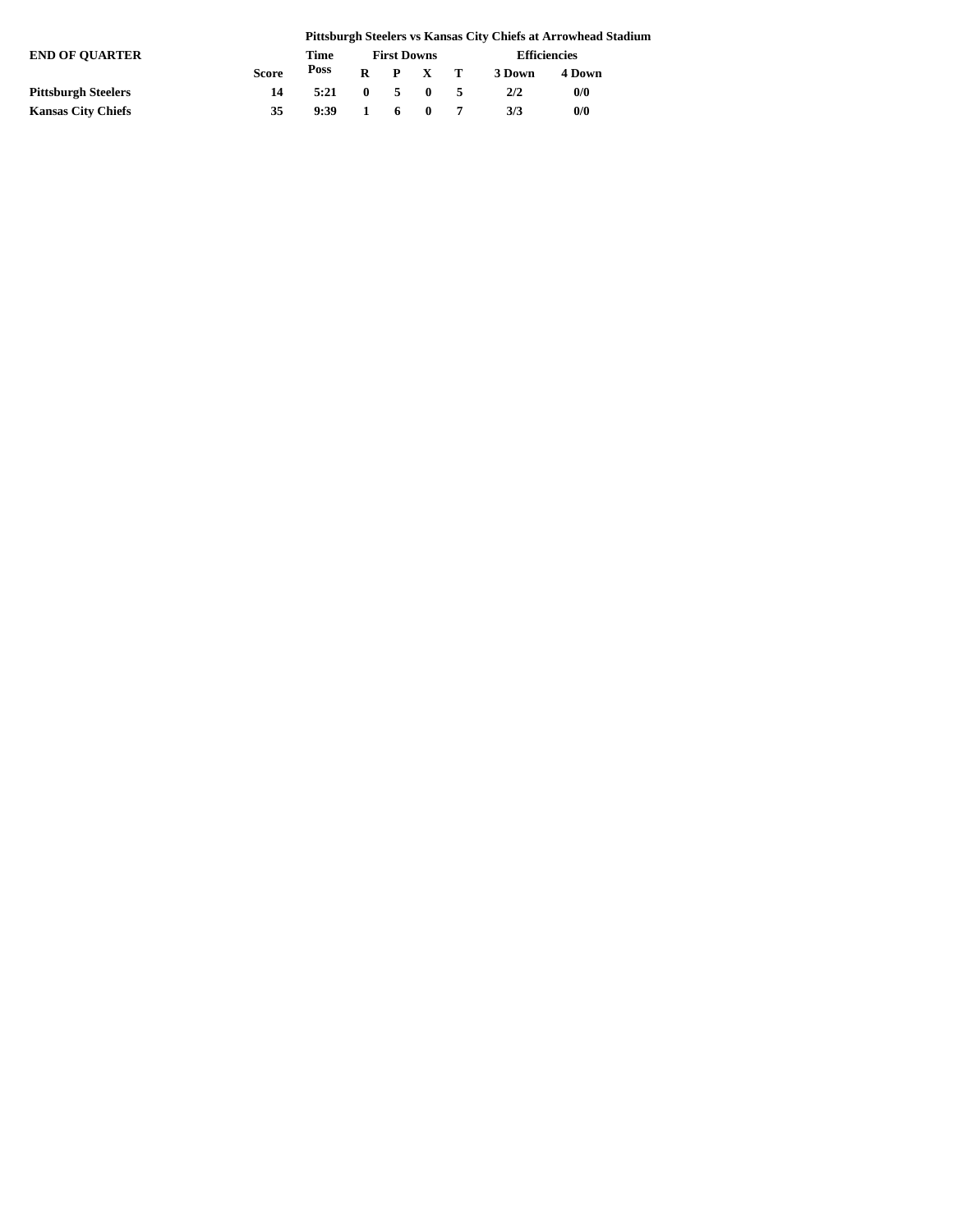**Pittsburgh Steelers vs Kansas City Chiefs at Arrowhead Stadium**

| END OF QUARTER | | Time | First Downs | | | | Efficiencies | |
|---|---|---|---|---|---|---|---|---|
| | Score | Poss | R | P | X | T | 3 Down | 4 Down |
| **Pittsburgh Steelers** | 14 | 5:21 | 0 | 5 | 0 | 5 | 2/2 | 0/0 |
| **Kansas City Chiefs** | 35 | 9:39 | 1 | 6 | 0 | 7 | 3/3 | 0/0 |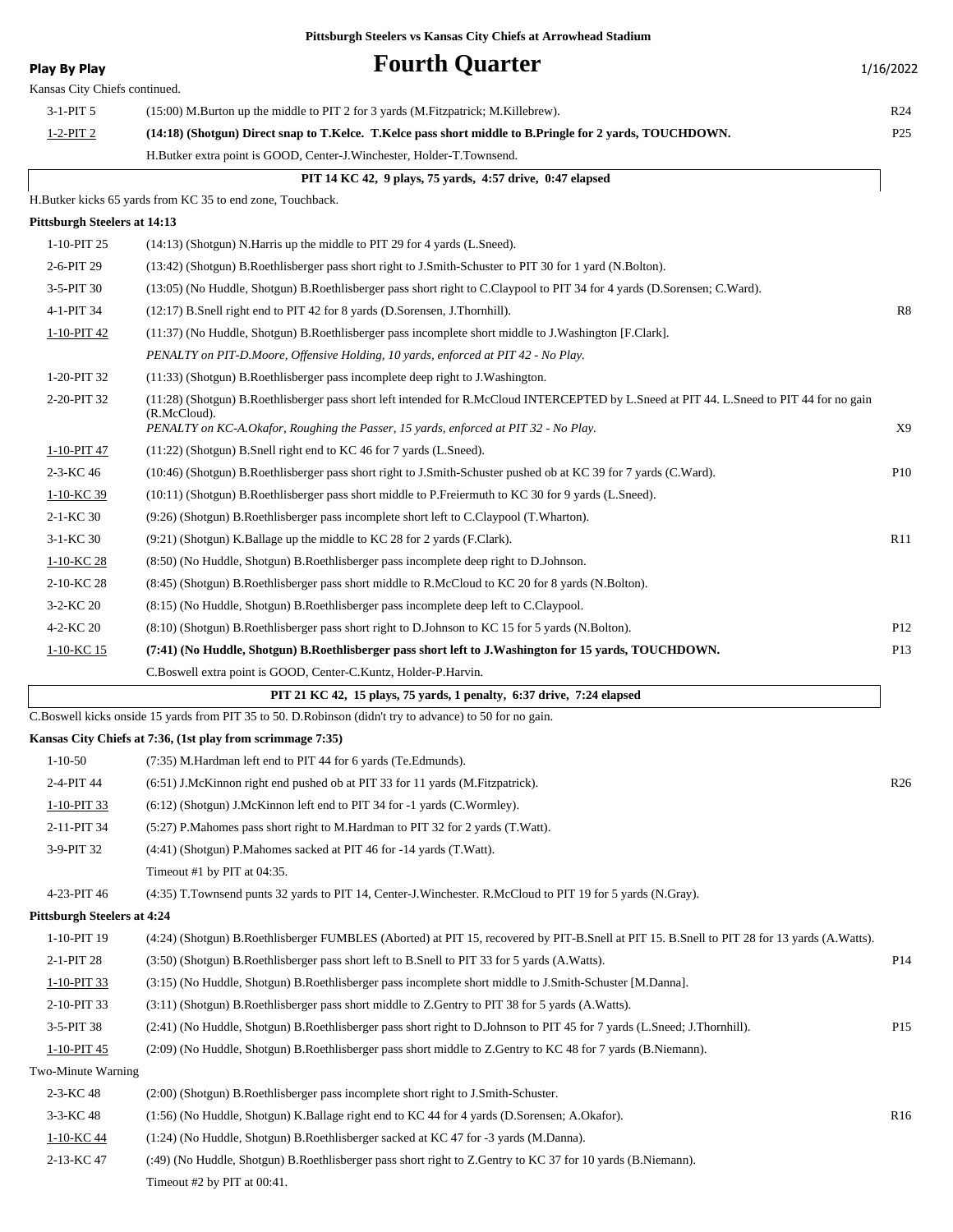**Pittsburgh Steelers vs Kansas City Chiefs at Arrowhead Stadium**

**Play By Play**

# Fourth Quarter

1/16/2022

Kansas City Chiefs continued.

| Down | Play | |
|---|---|---|
| 3-1-PIT 5 | (15:00) M.Burton up the middle to PIT 2 for 3 yards (M.Fitzpatrick; M.Killebrew). | R24 |
| 1-2-PIT 2 | **(14:18) (Shotgun) Direct snap to T.Kelce. T.Kelce pass short middle to B.Pringle for 2 yards, TOUCHDOWN.** | P25 |
| | H.Butker extra point is GOOD, Center-J.Winchester, Holder-T.Townsend. | |

**PIT 14 KC 42, 9 plays, 75 yards, 4:57 drive, 0:47 elapsed**

H.Butker kicks 65 yards from KC 35 to end zone, Touchback.

**Pittsburgh Steelers at 14:13**

| Down | Play | |
|---|---|---|
| 1-10-PIT 25 | (14:13) (Shotgun) N.Harris up the middle to PIT 29 for 4 yards (L.Sneed). | |
| 2-6-PIT 29 | (13:42) (Shotgun) B.Roethlisberger pass short right to J.Smith-Schuster to PIT 30 for 1 yard (N.Bolton). | |
| 3-5-PIT 30 | (13:05) (No Huddle, Shotgun) B.Roethlisberger pass short right to C.Claypool to PIT 34 for 4 yards (D.Sorensen; C.Ward). | |
| 4-1-PIT 34 | (12:17) B.Snell right end to PIT 42 for 8 yards (D.Sorensen, J.Thornhill). | R8 |
| 1-10-PIT 42 | (11:37) (No Huddle, Shotgun) B.Roethlisberger pass incomplete short middle to J.Washington [F.Clark]. | |
| | *PENALTY on PIT-D.Moore, Offensive Holding, 10 yards, enforced at PIT 42 - No Play.* | |
| 1-20-PIT 32 | (11:33) (Shotgun) B.Roethlisberger pass incomplete deep right to J.Washington. | |
| 2-20-PIT 32 | (11:28) (Shotgun) B.Roethlisberger pass short left intended for R.McCloud INTERCEPTED by L.Sneed at PIT 44. L.Sneed to PIT 44 for no gain (R.McCloud). *PENALTY on KC-A.Okafor, Roughing the Passer, 15 yards, enforced at PIT 32 - No Play.* | X9 |
| 1-10-PIT 47 | (11:22) (Shotgun) B.Snell right end to KC 46 for 7 yards (L.Sneed). | |
| 2-3-KC 46 | (10:46) (Shotgun) B.Roethlisberger pass short right to J.Smith-Schuster pushed ob at KC 39 for 7 yards (C.Ward). | P10 |
| 1-10-KC 39 | (10:11) (Shotgun) B.Roethlisberger pass short middle to P.Freiermuth to KC 30 for 9 yards (L.Sneed). | |
| 2-1-KC 30 | (9:26) (Shotgun) B.Roethlisberger pass incomplete short left to C.Claypool (T.Wharton). | |
| 3-1-KC 30 | (9:21) (Shotgun) K.Ballage up the middle to KC 28 for 2 yards (F.Clark). | R11 |
| 1-10-KC 28 | (8:50) (No Huddle, Shotgun) B.Roethlisberger pass incomplete deep right to D.Johnson. | |
| 2-10-KC 28 | (8:45) (Shotgun) B.Roethlisberger pass short middle to R.McCloud to KC 20 for 8 yards (N.Bolton). | |
| 3-2-KC 20 | (8:15) (No Huddle, Shotgun) B.Roethlisberger pass incomplete deep left to C.Claypool. | |
| 4-2-KC 20 | (8:10) (Shotgun) B.Roethlisberger pass short right to D.Johnson to KC 15 for 5 yards (N.Bolton). | P12 |
| 1-10-KC 15 | **(7:41) (No Huddle, Shotgun) B.Roethlisberger pass short left to J.Washington for 15 yards, TOUCHDOWN.** | P13 |
| | C.Boswell extra point is GOOD, Center-C.Kuntz, Holder-P.Harvin. | |

**PIT 21 KC 42, 15 plays, 75 yards, 1 penalty, 6:37 drive, 7:24 elapsed**

C.Boswell kicks onside 15 yards from PIT 35 to 50. D.Robinson (didn't try to advance) to 50 for no gain.

**Kansas City Chiefs at 7:36, (1st play from scrimmage 7:35)**

| Down | Play | |
|---|---|---|
| 1-10-50 | (7:35) M.Hardman left end to PIT 44 for 6 yards (Te.Edmunds). | |
| 2-4-PIT 44 | (6:51) J.McKinnon right end pushed ob at PIT 33 for 11 yards (M.Fitzpatrick). | R26 |
| 1-10-PIT 33 | (6:12) (Shotgun) J.McKinnon left end to PIT 34 for -1 yards (C.Wormley). | |
| 2-11-PIT 34 | (5:27) P.Mahomes pass short right to M.Hardman to PIT 32 for 2 yards (T.Watt). | |
| 3-9-PIT 32 | (4:41) (Shotgun) P.Mahomes sacked at PIT 46 for -14 yards (T.Watt). | |
| | Timeout #1 by PIT at 04:35. | |
| 4-23-PIT 46 | (4:35) T.Townsend punts 32 yards to PIT 14, Center-J.Winchester. R.McCloud to PIT 19 for 5 yards (N.Gray). | |

**Pittsburgh Steelers at 4:24**

| Down | Play | |
|---|---|---|
| 1-10-PIT 19 | (4:24) (Shotgun) B.Roethlisberger FUMBLES (Aborted) at PIT 15, recovered by PIT-B.Snell at PIT 15. B.Snell to PIT 28 for 13 yards (A.Watts). | |
| 2-1-PIT 28 | (3:50) (Shotgun) B.Roethlisberger pass short left to B.Snell to PIT 33 for 5 yards (A.Watts). | P14 |
| 1-10-PIT 33 | (3:15) (No Huddle, Shotgun) B.Roethlisberger pass incomplete short middle to J.Smith-Schuster [M.Danna]. | |
| 2-10-PIT 33 | (3:11) (Shotgun) B.Roethlisberger pass short middle to Z.Gentry to PIT 38 for 5 yards (A.Watts). | |
| 3-5-PIT 38 | (2:41) (No Huddle, Shotgun) B.Roethlisberger pass short right to D.Johnson to PIT 45 for 7 yards (L.Sneed; J.Thornhill). | P15 |
| 1-10-PIT 45 | (2:09) (No Huddle, Shotgun) B.Roethlisberger pass short middle to Z.Gentry to KC 48 for 7 yards (B.Niemann). | |
| Two-Minute Warning | | |
| 2-3-KC 48 | (2:00) (Shotgun) B.Roethlisberger pass incomplete short right to J.Smith-Schuster. | |
| 3-3-KC 48 | (1:56) (No Huddle, Shotgun) K.Ballage right end to KC 44 for 4 yards (D.Sorensen; A.Okafor). | R16 |
| 1-10-KC 44 | (1:24) (No Huddle, Shotgun) B.Roethlisberger sacked at KC 47 for -3 yards (M.Danna). | |
| 2-13-KC 47 | (:49) (No Huddle, Shotgun) B.Roethlisberger pass short right to Z.Gentry to KC 37 for 10 yards (B.Niemann). | |
| | Timeout #2 by PIT at 00:41. | |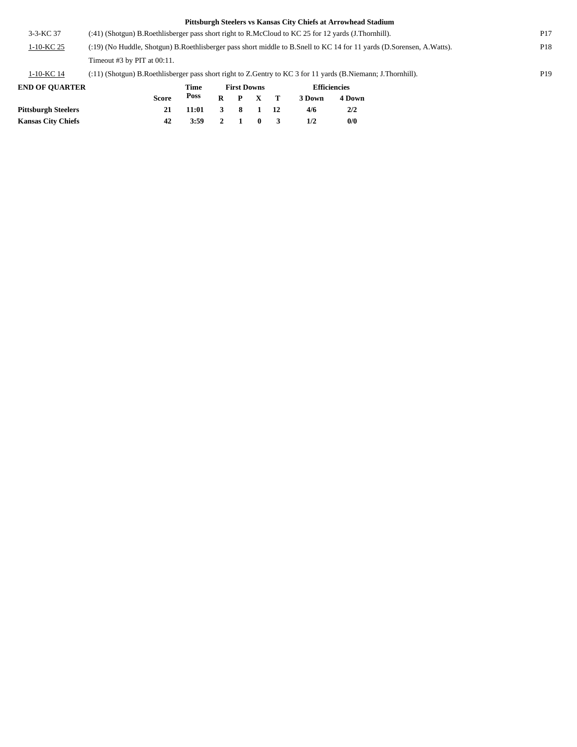**Pittsburgh Steelers vs Kansas City Chiefs at Arrowhead Stadium**

| | | |
|---|---|---|
| 3-3-KC 37 | (:41) (Shotgun) B.Roethlisberger pass short right to R.McCloud to KC 25 for 12 yards (J.Thornhill). | P17 |
| 1-10-KC 25 | (:19) (No Huddle, Shotgun) B.Roethlisberger pass short middle to B.Snell to KC 14 for 11 yards (D.Sorensen, A.Watts). | P18 |
| | Timeout #3 by PIT at 00:11. | |
| 1-10-KC 14 | (:11) (Shotgun) B.Roethlisberger pass short right to Z.Gentry to KC 3 for 11 yards (B.Niemann; J.Thornhill). | P19 |

**END OF QUARTER**

| | Score | Time Poss | First Downs R | P | X | T | Efficiencies 3 Down | 4 Down |
|---|---|---|---|---|---|---|---|---|
| **Pittsburgh Steelers** | 21 | 11:01 | 3 | 8 | 1 | 12 | 4/6 | 2/2 |
| **Kansas City Chiefs** | 42 | 3:59 | 2 | 1 | 0 | 3 | 1/2 | 0/0 |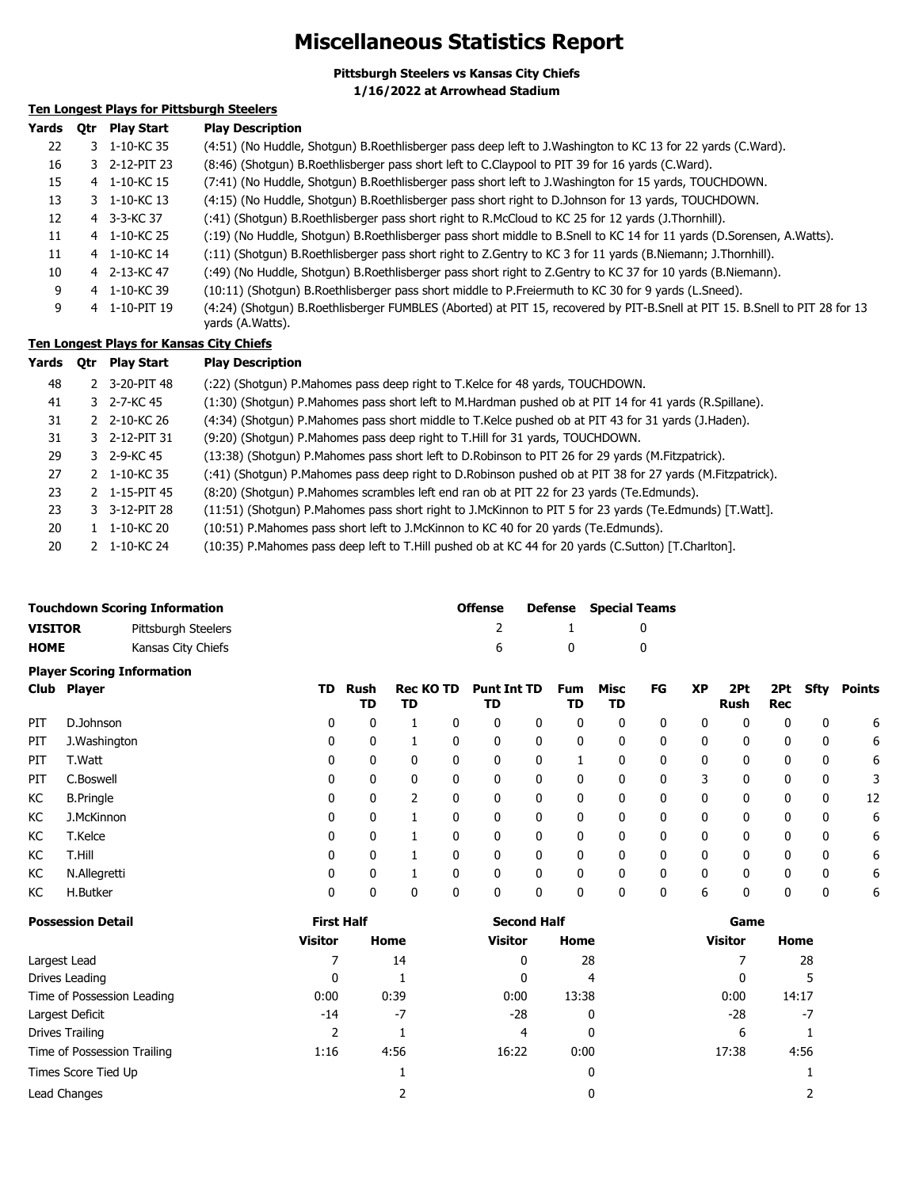# Miscellaneous Statistics Report

**Pittsburgh Steelers vs Kansas City Chiefs**
**1/16/2022 at Arrowhead Stadium**

### Ten Longest Plays for Pittsburgh Steelers

| Yards | Qtr | Play Start | Play Description |
|---|---|---|---|
| 22 | 3 | 1-10-KC 35 | (4:51) (No Huddle, Shotgun) B.Roethlisberger pass deep left to J.Washington to KC 13 for 22 yards (C.Ward). |
| 16 | 3 | 2-12-PIT 23 | (8:46) (Shotgun) B.Roethlisberger pass short left to C.Claypool to PIT 39 for 16 yards (C.Ward). |
| 15 | 4 | 1-10-KC 15 | (7:41) (No Huddle, Shotgun) B.Roethlisberger pass short left to J.Washington for 15 yards, TOUCHDOWN. |
| 13 | 3 | 1-10-KC 13 | (4:15) (No Huddle, Shotgun) B.Roethlisberger pass short right to D.Johnson for 13 yards, TOUCHDOWN. |
| 12 | 4 | 3-3-KC 37 | (:41) (Shotgun) B.Roethlisberger pass short right to R.McCloud to KC 25 for 12 yards (J.Thornhill). |
| 11 | 4 | 1-10-KC 25 | (:19) (No Huddle, Shotgun) B.Roethlisberger pass short middle to B.Snell to KC 14 for 11 yards (D.Sorensen, A.Watts). |
| 11 | 4 | 1-10-KC 14 | (:11) (Shotgun) B.Roethlisberger pass short right to Z.Gentry to KC 3 for 11 yards (B.Niemann; J.Thornhill). |
| 10 | 4 | 2-13-KC 47 | (:49) (No Huddle, Shotgun) B.Roethlisberger pass short right to Z.Gentry to KC 37 for 10 yards (B.Niemann). |
| 9 | 4 | 1-10-KC 39 | (10:11) (Shotgun) B.Roethlisberger pass short middle to P.Freiermuth to KC 30 for 9 yards (L.Sneed). |
| 9 | 4 | 1-10-PIT 19 | (4:24) (Shotgun) B.Roethlisberger FUMBLES (Aborted) at PIT 15, recovered by PIT-B.Snell at PIT 15. B.Snell to PIT 28 for 13 yards (A.Watts). |

### Ten Longest Plays for Kansas City Chiefs

| Yards | Qtr | Play Start | Play Description |
|---|---|---|---|
| 48 | 2 | 3-20-PIT 48 | (:22) (Shotgun) P.Mahomes pass deep right to T.Kelce for 48 yards, TOUCHDOWN. |
| 41 | 3 | 2-7-KC 45 | (1:30) (Shotgun) P.Mahomes pass short left to M.Hardman pushed ob at PIT 14 for 41 yards (R.Spillane). |
| 31 | 2 | 2-10-KC 26 | (4:34) (Shotgun) P.Mahomes pass short middle to T.Kelce pushed ob at PIT 43 for 31 yards (J.Haden). |
| 31 | 3 | 2-12-PIT 31 | (9:20) (Shotgun) P.Mahomes pass deep right to T.Hill for 31 yards, TOUCHDOWN. |
| 29 | 3 | 2-9-KC 45 | (13:38) (Shotgun) P.Mahomes pass short left to D.Robinson to PIT 26 for 29 yards (M.Fitzpatrick). |
| 27 | 2 | 1-10-KC 35 | (:41) (Shotgun) P.Mahomes pass deep right to D.Robinson pushed ob at PIT 38 for 27 yards (M.Fitzpatrick). |
| 23 | 2 | 1-15-PIT 45 | (8:20) (Shotgun) P.Mahomes scrambles left end ran ob at PIT 22 for 23 yards (Te.Edmunds). |
| 23 | 3 | 3-12-PIT 28 | (11:51) (Shotgun) P.Mahomes pass short right to J.McKinnon to PIT 5 for 23 yards (Te.Edmunds) [T.Watt]. |
| 20 | 1 | 1-10-KC 20 | (10:51) P.Mahomes pass short left to J.McKinnon to KC 40 for 20 yards (Te.Edmunds). |
| 20 | 2 | 1-10-KC 24 | (10:35) P.Mahomes pass deep left to T.Hill pushed ob at KC 44 for 20 yards (C.Sutton) [T.Charlton]. |

### Touchdown Scoring Information

| | | Offense | Defense | Special Teams |
|---|---|---|---|---|
| **VISITOR** | Pittsburgh Steelers | 2 | 1 | 0 |
| **HOME** | Kansas City Chiefs | 6 | 0 | 0 |

### Player Scoring Information

| Club | Player | TD | Rush TD | Rec TD | KO TD | Punt TD | Int TD | Fum TD | Misc TD | FG | XP | 2Pt Rush | 2Pt Rec | Sfty | Points |
|---|---|---|---|---|---|---|---|---|---|---|---|---|---|---|---|
| PIT | D.Johnson | 0 | 0 | 1 | 0 | 0 | 0 | 0 | 0 | 0 | 0 | 0 | 0 | 0 | 6 |
| PIT | J.Washington | 0 | 0 | 1 | 0 | 0 | 0 | 0 | 0 | 0 | 0 | 0 | 0 | 0 | 6 |
| PIT | T.Watt | 0 | 0 | 0 | 0 | 0 | 0 | 1 | 0 | 0 | 0 | 0 | 0 | 0 | 6 |
| PIT | C.Boswell | 0 | 0 | 0 | 0 | 0 | 0 | 0 | 0 | 0 | 3 | 0 | 0 | 0 | 3 |
| KC | B.Pringle | 0 | 0 | 2 | 0 | 0 | 0 | 0 | 0 | 0 | 0 | 0 | 0 | 0 | 12 |
| KC | J.McKinnon | 0 | 0 | 1 | 0 | 0 | 0 | 0 | 0 | 0 | 0 | 0 | 0 | 0 | 6 |
| KC | T.Kelce | 0 | 0 | 1 | 0 | 0 | 0 | 0 | 0 | 0 | 0 | 0 | 0 | 0 | 6 |
| KC | T.Hill | 0 | 0 | 1 | 0 | 0 | 0 | 0 | 0 | 0 | 0 | 0 | 0 | 0 | 6 |
| KC | N.Allegretti | 0 | 0 | 1 | 0 | 0 | 0 | 0 | 0 | 0 | 0 | 0 | 0 | 0 | 6 |
| KC | H.Butker | 0 | 0 | 0 | 0 | 0 | 0 | 0 | 0 | 0 | 6 | 0 | 0 | 0 | 6 |

### Possession Detail

| | First Half | | Second Half | | Game | |
|---|---|---|---|---|---|---|
| | Visitor | Home | Visitor | Home | Visitor | Home |
| Largest Lead | 7 | 14 | 0 | 28 | 7 | 28 |
| Drives Leading | 0 | 1 | 0 | 4 | 0 | 5 |
| Time of Possession Leading | 0:00 | 0:39 | 0:00 | 13:38 | 0:00 | 14:17 |
| Largest Deficit | -14 | -7 | -28 | 0 | -28 | -7 |
| Drives Trailing | 2 | 1 | 4 | 0 | 6 | 1 |
| Time of Possession Trailing | 1:16 | 4:56 | 16:22 | 0:00 | 17:38 | 4:56 |
| Times Score Tied Up | | 1 | | 0 | | 1 |
| Lead Changes | | 2 | | 0 | | 2 |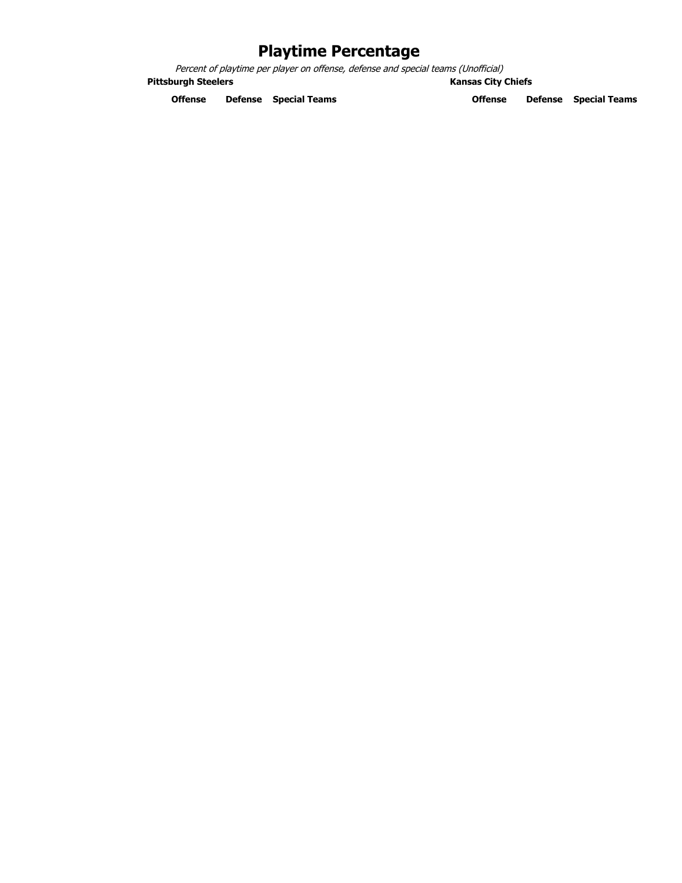# Playtime Percentage

*Percent of playtime per player on offense, defense and special teams (Unofficial)*

| Pittsburgh Steelers | | | | Kansas City Chiefs | | | |
|---|---|---|---|---|---|---|---|
| | Offense | Defense | Special Teams | | Offense | Defense | Special Teams |